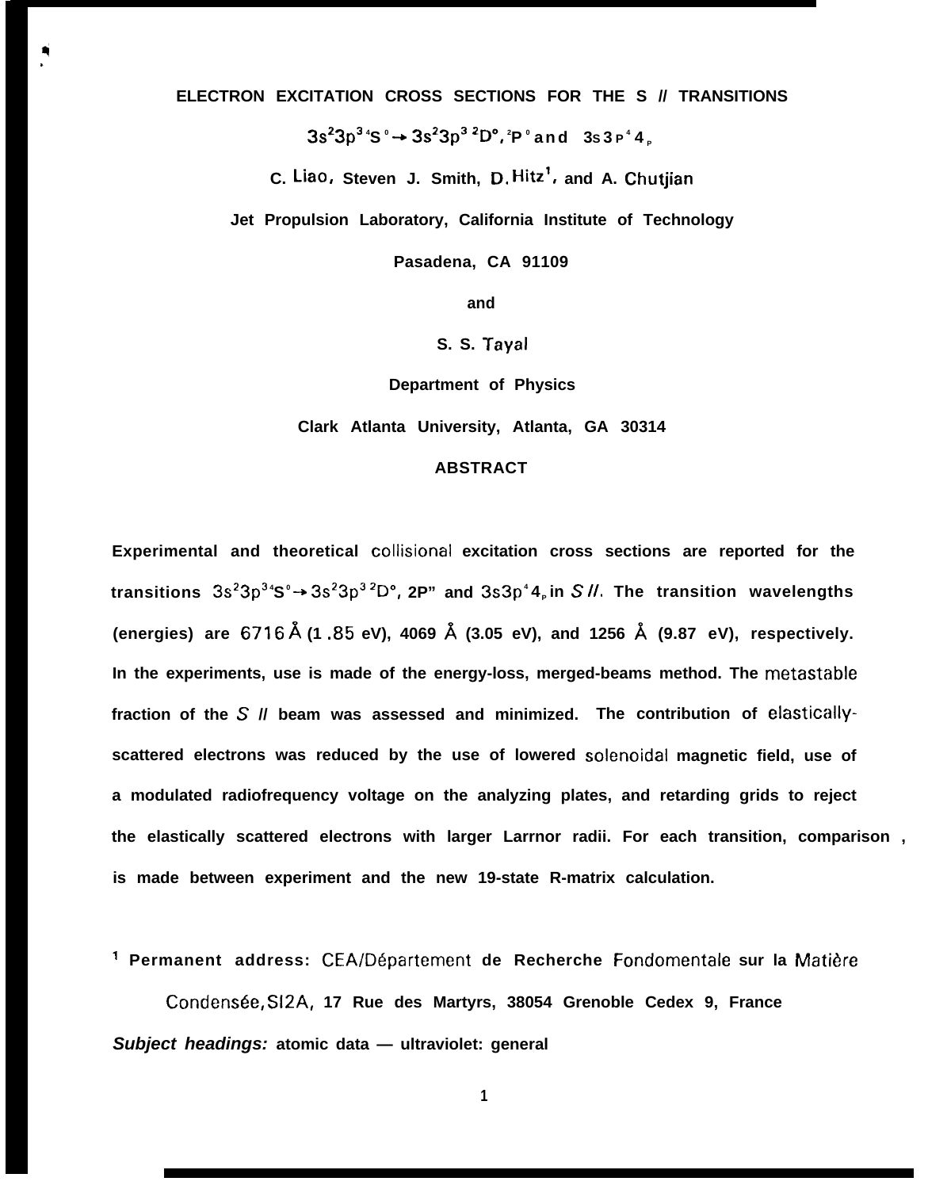# ELECTRON EXCITATION CROSS SECTIONS FOR THE S // TRANSITIONS

## $3s^2 3p^3\ {}^4S^o \rightarrow 3s^2 3p^3\ {}^2D^o, {}^2P^o$ and $3s3p^4\ {}^4P$

**C. Liao, Steven J. Smith, D. Hitz[1], and A. Chutjian**

**Jet Propulsion Laboratory, California Institute of Technology**

**Pasadena, CA 91109**

**and**

**S. S. Tayal**

**Department of Physics**

**Clark Atlanta University, Atlanta, GA 30314**

## ABSTRACT

Experimental and theoretical collisional excitation cross sections are reported for the transitions $3s^2 3p^3\ {}^4S^o \rightarrow 3s^2 3p^3\ {}^2D^o$, 2P" and $3s3p^4\ {}^4P$ in *S //*. The transition wavelengths (energies) are 6716 Å (1 .85 eV), 4069 Å (3.05 eV), and 1256 Å (9.87 eV), respectively. In the experiments, use is made of the energy-loss, merged-beams method. The metastable fraction of the *S //* beam was assessed and minimized. The contribution of elastically-scattered electrons was reduced by the use of lowered solenoidal magnetic field, use of a modulated radiofrequency voltage on the analyzing plates, and retarding grids to reject the elastically scattered electrons with larger Larrnor radii. For each transition, comparison , is made between experiment and the new 19-state R-matrix calculation.

[1] Permanent address: CEA/Département de Recherche Fondomentale sur la Matière Condensée, SI2A, 17 Rue des Martyrs, 38054 Grenoble Cedex 9, France

***Subject headings:*** atomic data — ultraviolet: general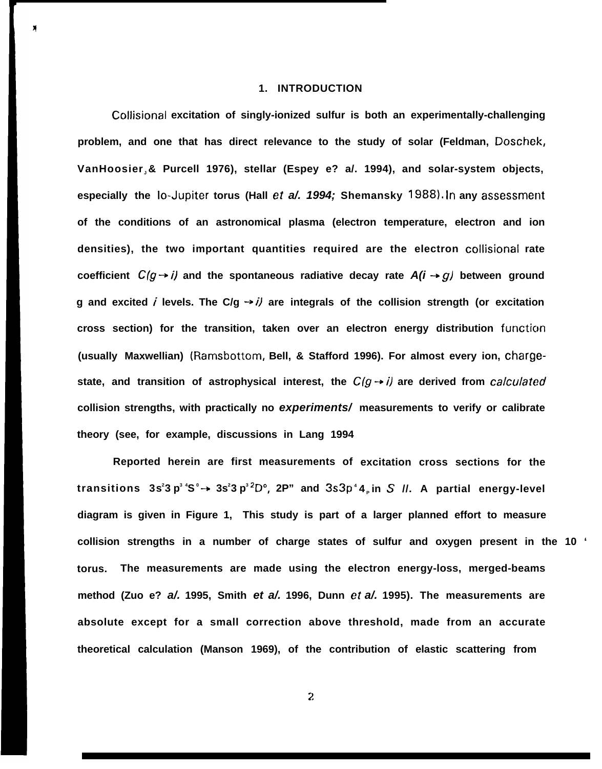## 1. INTRODUCTION

Collisional excitation of singly-ionized sulfur is both an experimentally-challenging problem, and one that has direct relevance to the study of solar (Feldman, Doschek, VanHoosier, & Purcell 1976), stellar (Espey e? a/. 1994), and solar-system objects, especially the lo-Jupiter torus (Hall *et a/. 1994;* Shemansky 1988). In any assessment of the conditions of an astronomical plasma (electron temperature, electron and ion densities), the two important quantities required are the electron collisional rate coefficient $C(g \rightarrow i)$ and the spontaneous radiative decay rate $A(i \rightarrow g)$ between ground g and excited $i$ levels. The $C(g \rightarrow i)$ are integrals of the collision strength (or excitation cross section) for the transition, taken over an electron energy distribution function (usually Maxwellian) (Ramsbottom, Bell, & Stafford 1996). For almost every ion, charge-state, and transition of astrophysical interest, the $C(g \rightarrow i)$ are derived from *calculated* collision strengths, with practically no *experiments/* measurements to verify or calibrate theory (see, for example, discussions in Lang 1994

Reported herein are first measurements of excitation cross sections for the transitions $3s^23p^3\,{}^4S^0 \rightarrow 3s^23p^3\,{}^2D^o$, $^2P^o$ and $3s3p^4\,{}^4P$ in *S II*. A partial energy-level diagram is given in Figure 1, This study is part of a larger planned effort to measure collision strengths in a number of charge states of sulfur and oxygen present in the 10 ' torus. The measurements are made using the electron energy-loss, merged-beams method (Zuo e? *a/.* 1995, Smith *et a/.* 1996, Dunn *et a/.* 1995). The measurements are absolute except for a small correction above threshold, made from an accurate theoretical calculation (Manson 1969), of the contribution of elastic scattering from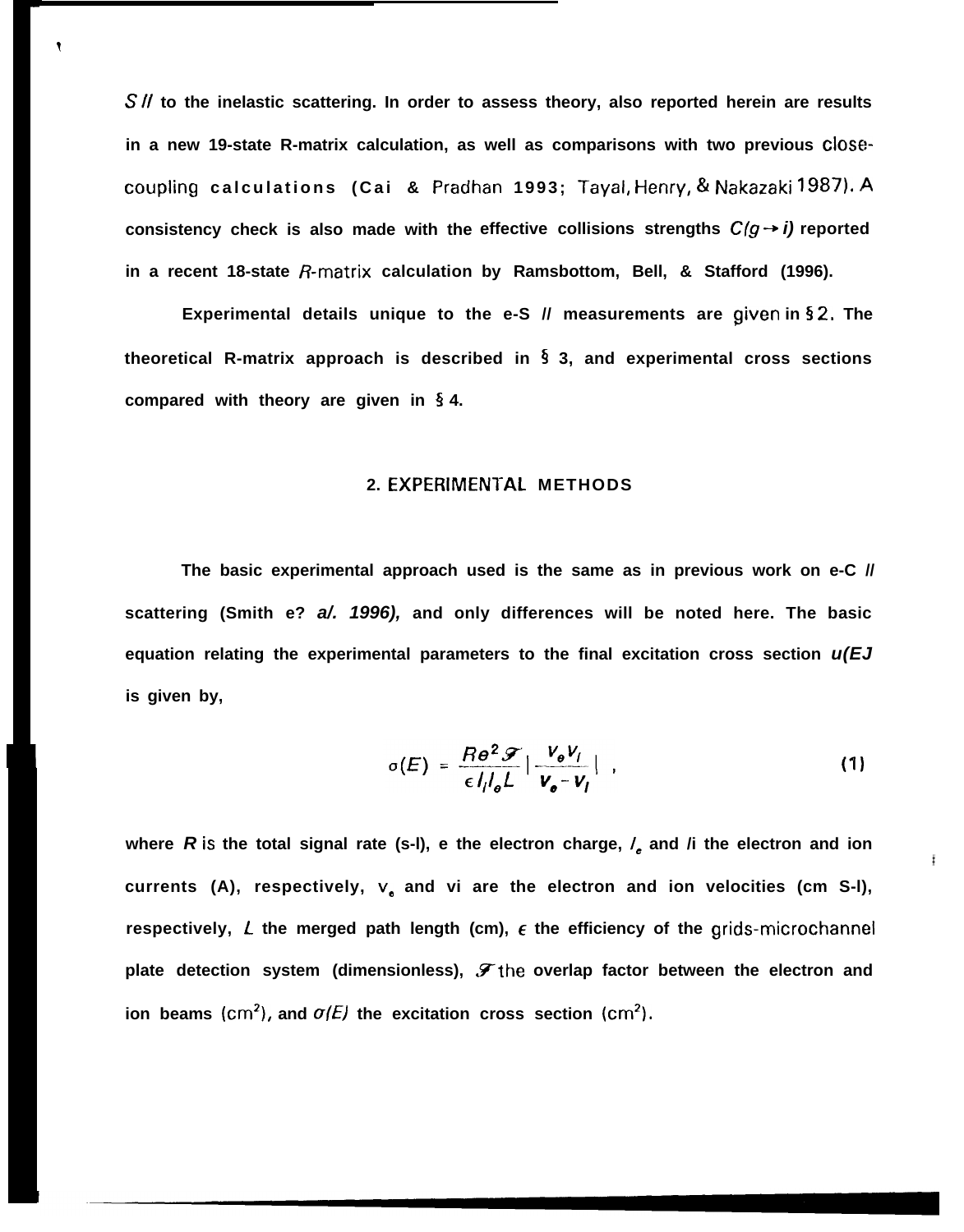S II to the inelastic scattering. In order to assess theory, also reported herein are results in a new 19-state R-matrix calculation, as well as comparisons with two previous close-coupling calculations (Cai & Pradhan 1993; Tayal, Henry, & Nakazaki 1987). A consistency check is also made with the effective collisions strengths $C(g \rightarrow i)$ reported in a recent 18-state $R$-matrix calculation by Ramsbottom, Bell, & Stafford (1996).

Experimental details unique to the e-S II measurements are given in § 2. The theoretical R-matrix approach is described in § 3, and experimental cross sections compared with theory are given in § 4.

## 2. EXPERIMENTAL METHODS

The basic experimental approach used is the same as in previous work on e-C II scattering (Smith e? *a/. 1996),* and only differences will be noted here. The basic equation relating the experimental parameters to the final excitation cross section $\sigma(E)$ is given by,

$$\sigma(E) = \frac{Re^2 \mathcal{F}}{\epsilon I_i I_e L} \left| \frac{v_e v_i}{v_e - v_i} \right| , \tag{1}$$

where $R$ is the total signal rate (s-l), e the electron charge, $I_e$ and $I_i$ the electron and ion currents (A), respectively, $v_e$ and $v_i$ are the electron and ion velocities (cm S-l), respectively, $L$ the merged path length (cm), $\epsilon$ the efficiency of the grids-microchannel plate detection system (dimensionless), $\mathcal{F}$ the overlap factor between the electron and ion beams (cm$^2$), and $\sigma(E)$ the excitation cross section (cm$^2$).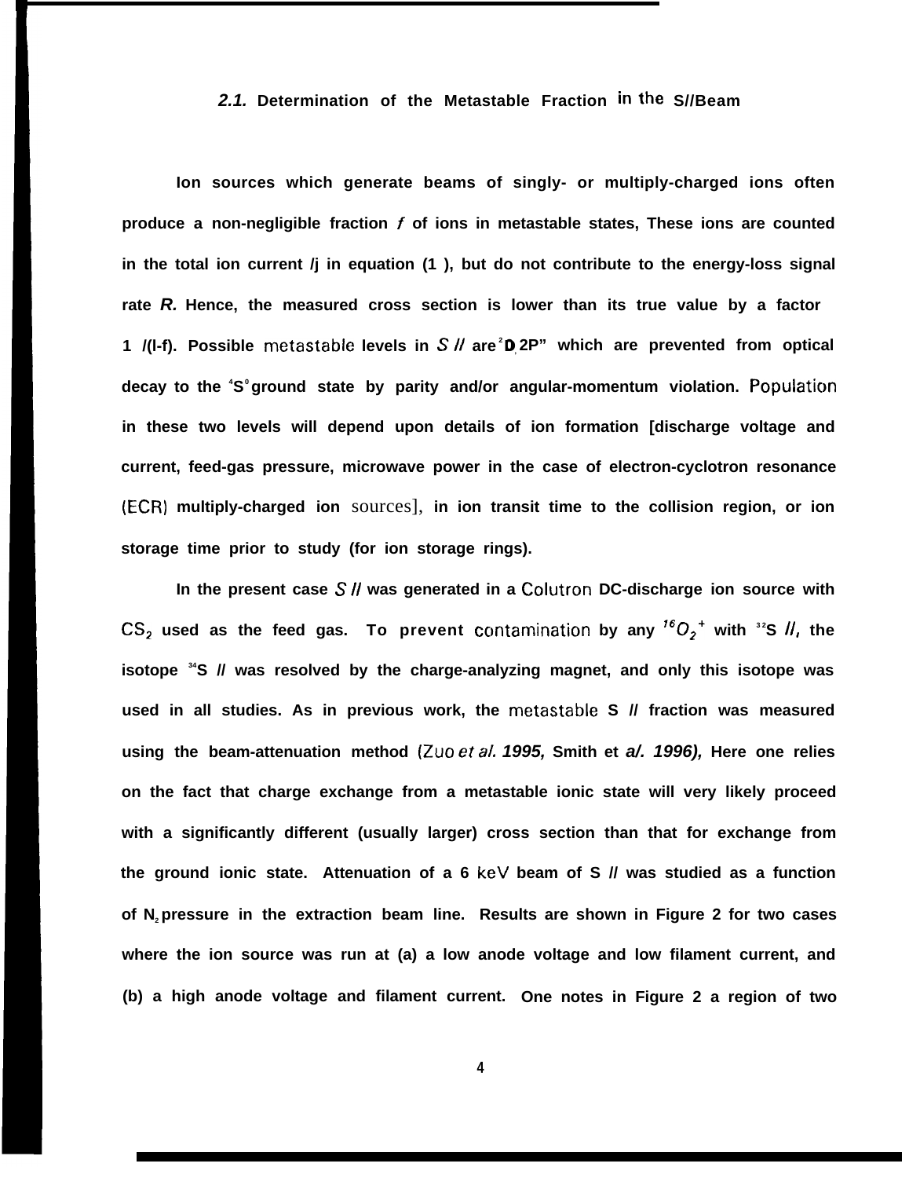### 2.1. Determination of the Metastable Fraction in the S II Beam

Ion sources which generate beams of singly- or multiply-charged ions often produce a non-negligible fraction $f$ of ions in metastable states, These ions are counted in the total ion current $I_i$ in equation (1 ), but do not contribute to the energy-loss signal rate $R$. Hence, the measured cross section is lower than its true value by a factor 1 /(1-f). Possible metastable levels in *S II* are $^2D$, $^2P$ which are prevented from optical decay to the $^4S^o$ ground state by parity and/or angular-momentum violation. Population in these two levels will depend upon details of ion formation [discharge voltage and current, feed-gas pressure, microwave power in the case of electron-cyclotron resonance (ECR) multiply-charged ion sources], in ion transit time to the collision region, or ion storage time prior to study (for ion storage rings).

In the present case *S II* was generated in a Colutron DC-discharge ion source with $CS_2$ used as the feed gas. To prevent contamination by any $^{16}O_2^+$ with $^{32}S$ *II*, the isotope $^{34}S$ II was resolved by the charge-analyzing magnet, and only this isotope was used in all studies. As in previous work, the metastable S II fraction was measured using the beam-attenuation method (Zuo *et al.* 1995, Smith et *al.* 1996), Here one relies on the fact that charge exchange from a metastable ionic state will very likely proceed with a significantly different (usually larger) cross section than that for exchange from the ground ionic state. Attenuation of a 6 keV beam of S II was studied as a function of $N_2$ pressure in the extraction beam line. Results are shown in Figure 2 for two cases where the ion source was run at (a) a low anode voltage and low filament current, and (b) a high anode voltage and filament current. One notes in Figure 2 a region of two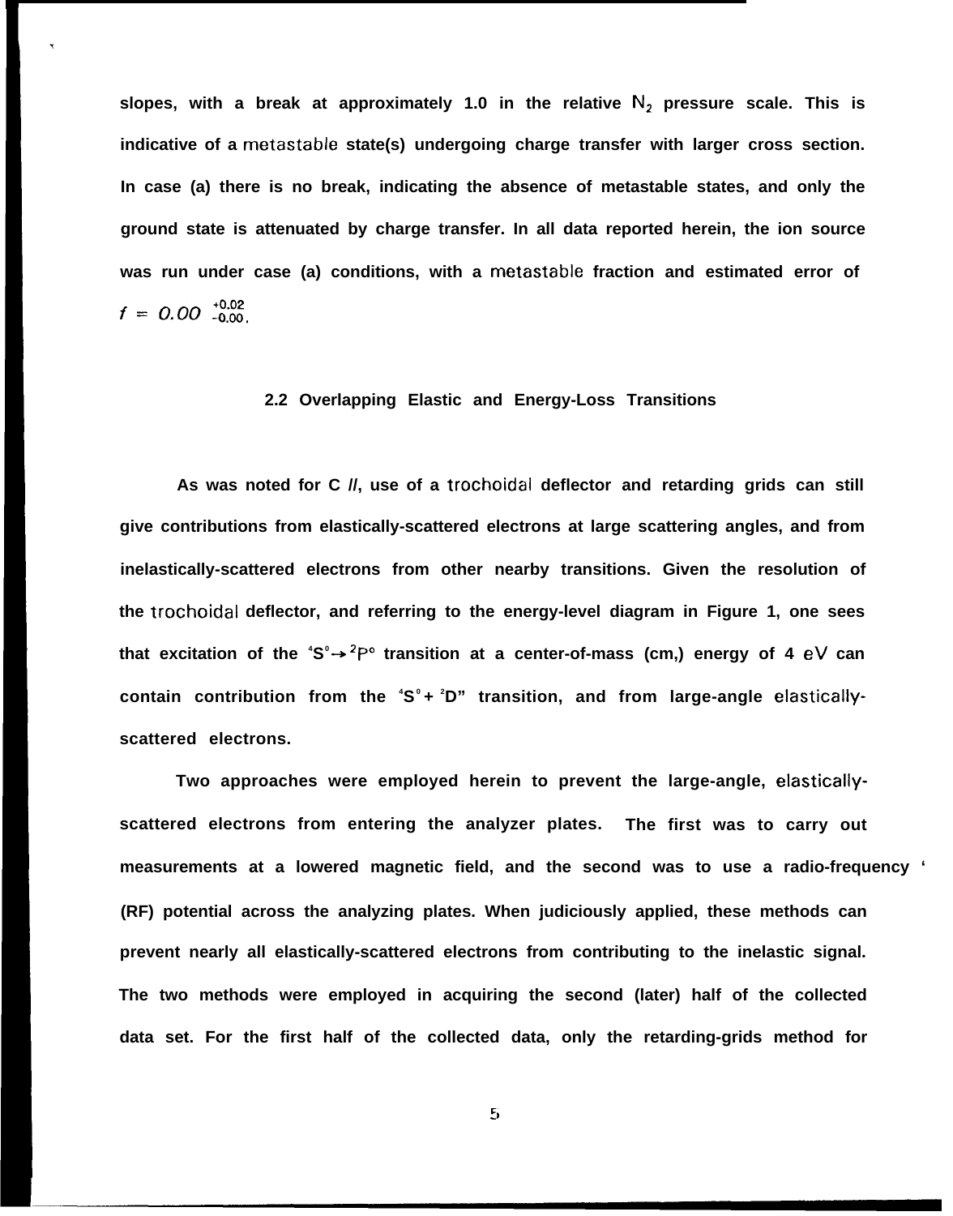slopes, with a break at approximately 1.0 in the relative $N_2$ pressure scale. This is indicative of a metastable state(s) undergoing charge transfer with larger cross section. In case (a) there is no break, indicating the absence of metastable states, and only the ground state is attenuated by charge transfer. In all data reported herein, the ion source was run under case (a) conditions, with a metastable fraction and estimated error of $f = 0.00\,^{+0.02}_{-0.00}$.

## 2.2 Overlapping Elastic and Energy-Loss Transitions

As was noted for C //, use of a trochoidal deflector and retarding grids can still give contributions from elastically-scattered electrons at large scattering angles, and from inelastically-scattered electrons from other nearby transitions. Given the resolution of the trochoidal deflector, and referring to the energy-level diagram in Figure 1, one sees that excitation of the $^4S^o \rightarrow {}^2P^o$ transition at a center-of-mass (cm,) energy of 4 eV can contain contribution from the $^4S^o + {}^2D$" transition, and from large-angle elastically-scattered electrons.

Two approaches were employed herein to prevent the large-angle, elastically-scattered electrons from entering the analyzer plates. The first was to carry out measurements at a lowered magnetic field, and the second was to use a radio-frequency (RF) potential across the analyzing plates. When judiciously applied, these methods can prevent nearly all elastically-scattered electrons from contributing to the inelastic signal. The two methods were employed in acquiring the second (later) half of the collected data set. For the first half of the collected data, only the retarding-grids method for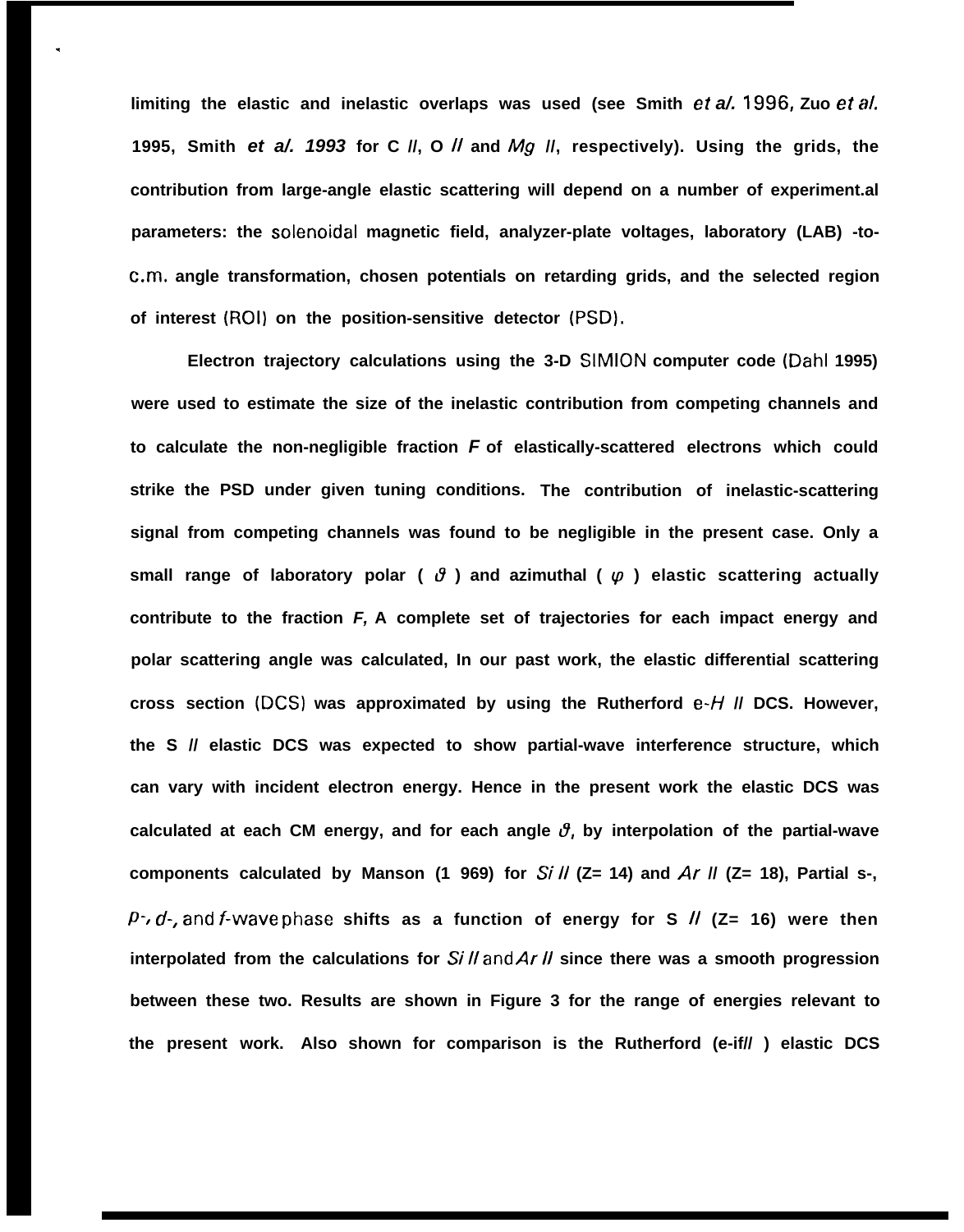limiting the elastic and inelastic overlaps was used (see Smith *et al.* 1996, Zuo *et al.* 1995, Smith *et al.* 1993 for C *II*, O *II* and *Mg II*, respectively). Using the grids, the contribution from large-angle elastic scattering will depend on a number of experiment.al parameters: the solenoidal magnetic field, analyzer-plate voltages, laboratory (LAB) -to-c.m. angle transformation, chosen potentials on retarding grids, and the selected region of interest (ROI) on the position-sensitive detector (PSD).

Electron trajectory calculations using the 3-D SIMION computer code (Dahl 1995) were used to estimate the size of the inelastic contribution from competing channels and to calculate the non-negligible fraction $F$ of elastically-scattered electrons which could strike the PSD under given tuning conditions. The contribution of inelastic-scattering signal from competing channels was found to be negligible in the present case. Only a small range of laboratory polar ( $\vartheta$ ) and azimuthal ( $\varphi$ ) elastic scattering actually contribute to the fraction $F$, A complete set of trajectories for each impact energy and polar scattering angle was calculated, In our past work, the elastic differential scattering cross section (DCS) was approximated by using the Rutherford e-*H II* DCS. However, the S *II* elastic DCS was expected to show partial-wave interference structure, which can vary with incident electron energy. Hence in the present work the elastic DCS was calculated at each CM energy, and for each angle $\vartheta$, by interpolation of the partial-wave components calculated by Manson (1 969) for *Si II* (Z= 14) and *Ar II* (Z= 18), Partial s-, *p*-, *d*-, and *f*-wave phase shifts as a function of energy for S *II* (Z= 16) were then interpolated from the calculations for *Si II* and *Ar II* since there was a smooth progression between these two. Results are shown in Figure 3 for the range of energies relevant to the present work. Also shown for comparison is the Rutherford (e-*H II* ) elastic DCS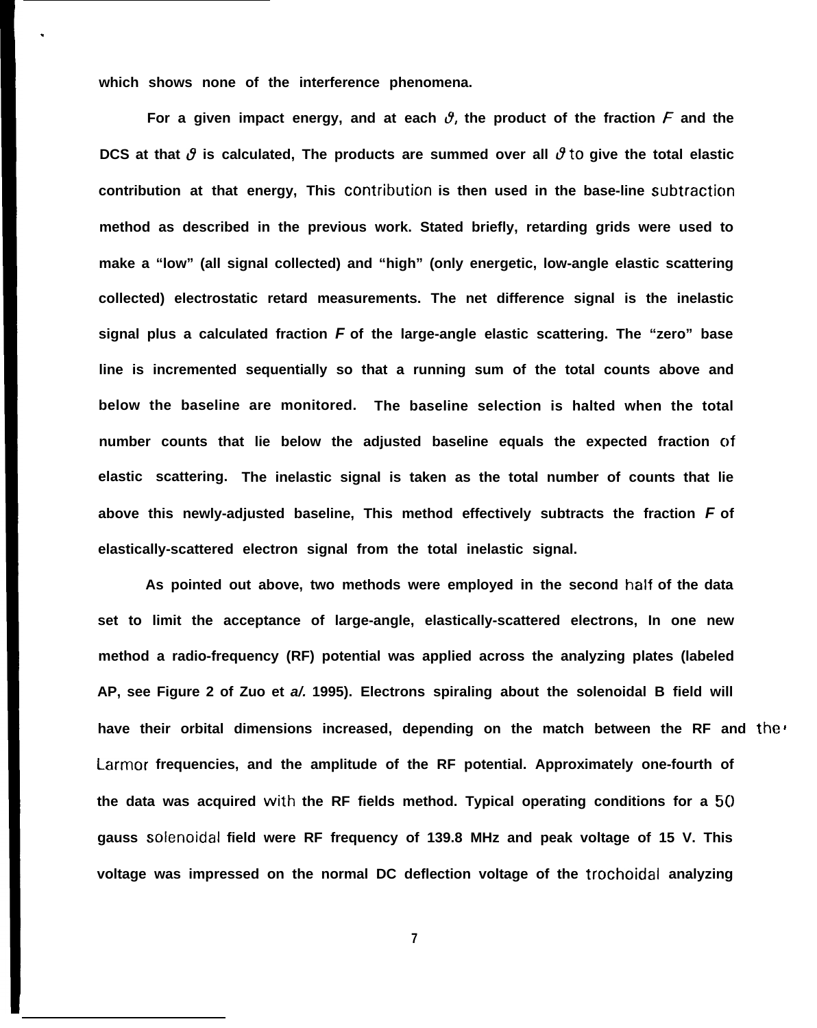which shows none of the interference phenomena.

For a given impact energy, and at each $\vartheta$, the product of the fraction $F$ and the DCS at that $\vartheta$ is calculated, The products are summed over all $\vartheta$ to give the total elastic contribution at that energy, This contribution is then used in the base-line subtraction method as described in the previous work. Stated briefly, retarding grids were used to make a "low" (all signal collected) and "high" (only energetic, low-angle elastic scattering collected) electrostatic retard measurements. The net difference signal is the inelastic signal plus a calculated fraction $F$ of the large-angle elastic scattering. The "zero" base line is incremented sequentially so that a running sum of the total counts above and below the baseline are monitored. The baseline selection is halted when the total number counts that lie below the adjusted baseline equals the expected fraction of elastic scattering. The inelastic signal is taken as the total number of counts that lie above this newly-adjusted baseline, This method effectively subtracts the fraction $F$ of elastically-scattered electron signal from the total inelastic signal.

As pointed out above, two methods were employed in the second half of the data set to limit the acceptance of large-angle, elastically-scattered electrons, In one new method a radio-frequency (RF) potential was applied across the analyzing plates (labeled AP, see Figure 2 of Zuo et *al.* 1995). Electrons spiraling about the solenoidal B field will have their orbital dimensions increased, depending on the match between the RF and the Larmor frequencies, and the amplitude of the RF potential. Approximately one-fourth of the data was acquired with the RF fields method. Typical operating conditions for a 50 gauss solenoidal field were RF frequency of 139.8 MHz and peak voltage of 15 V. This voltage was impressed on the normal DC deflection voltage of the trochoidal analyzing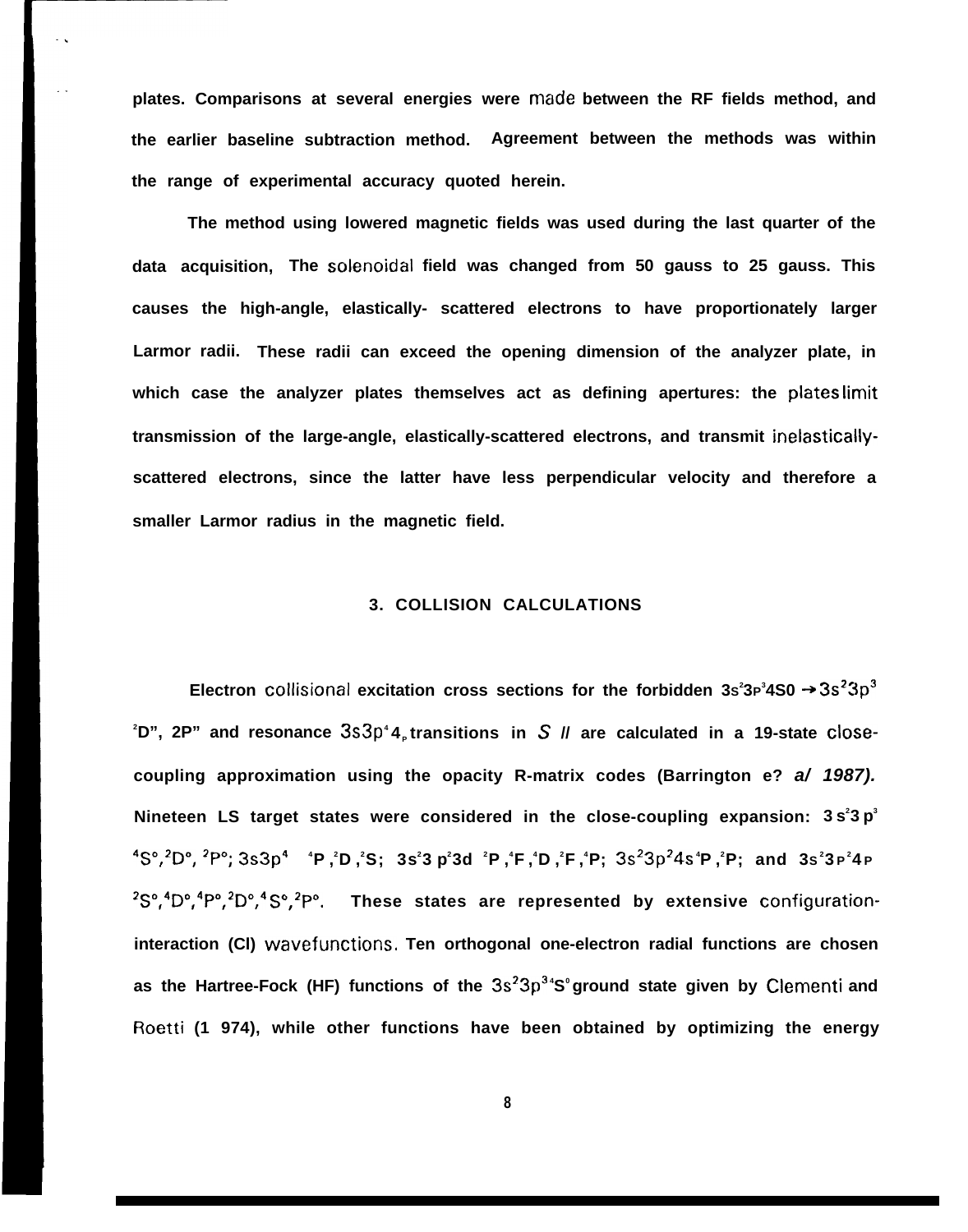plates. Comparisons at several energies were made between the RF fields method, and the earlier baseline subtraction method. Agreement between the methods was within the range of experimental accuracy quoted herein.

The method using lowered magnetic fields was used during the last quarter of the data acquisition, The solenoidal field was changed from 50 gauss to 25 gauss. This causes the high-angle, elastically- scattered electrons to have proportionately larger Larmor radii. These radii can exceed the opening dimension of the analyzer plate, in which case the analyzer plates themselves act as defining apertures: the plates limit transmission of the large-angle, elastically-scattered electrons, and transmit inelastically-scattered electrons, since the latter have less perpendicular velocity and therefore a smaller Larmor radius in the magnetic field.

## 3. COLLISION CALCULATIONS

Electron collisional excitation cross sections for the forbidden $3s^23p^3\,^4S^o \rightarrow 3s^23p^3$ $^2D^o$, $^2P^o$ and resonance $3s3p^4\,^4P$ transitions in *S II* are calculated in a 19-state close-coupling approximation using the opacity R-matrix codes (Barrington e? *a/ 1987).* Nineteen LS target states were considered in the close-coupling expansion: $3s^23p^3$ $^4S^o, ^2D^o, ^2P^o$; $3s3p^4$ $^4P, ^2D, ^2S$; $3s^23p^23d$ $^2P, ^4F, ^4D, ^2F, ^4P$; $3s^23p^24s$ $^4P, ^2P$; and $3s^23p^24p$ $^2S^o, ^4D^o, ^4P^o, ^2D^o, ^4S^o, ^2P^o$. These states are represented by extensive configuration-interaction (CI) wavefunctions. Ten orthogonal one-electron radial functions are chosen as the Hartree-Fock (HF) functions of the $3s^23p^3\,^4S^o$ ground state given by Clementi and Roetti (1 974), while other functions have been obtained by optimizing the energy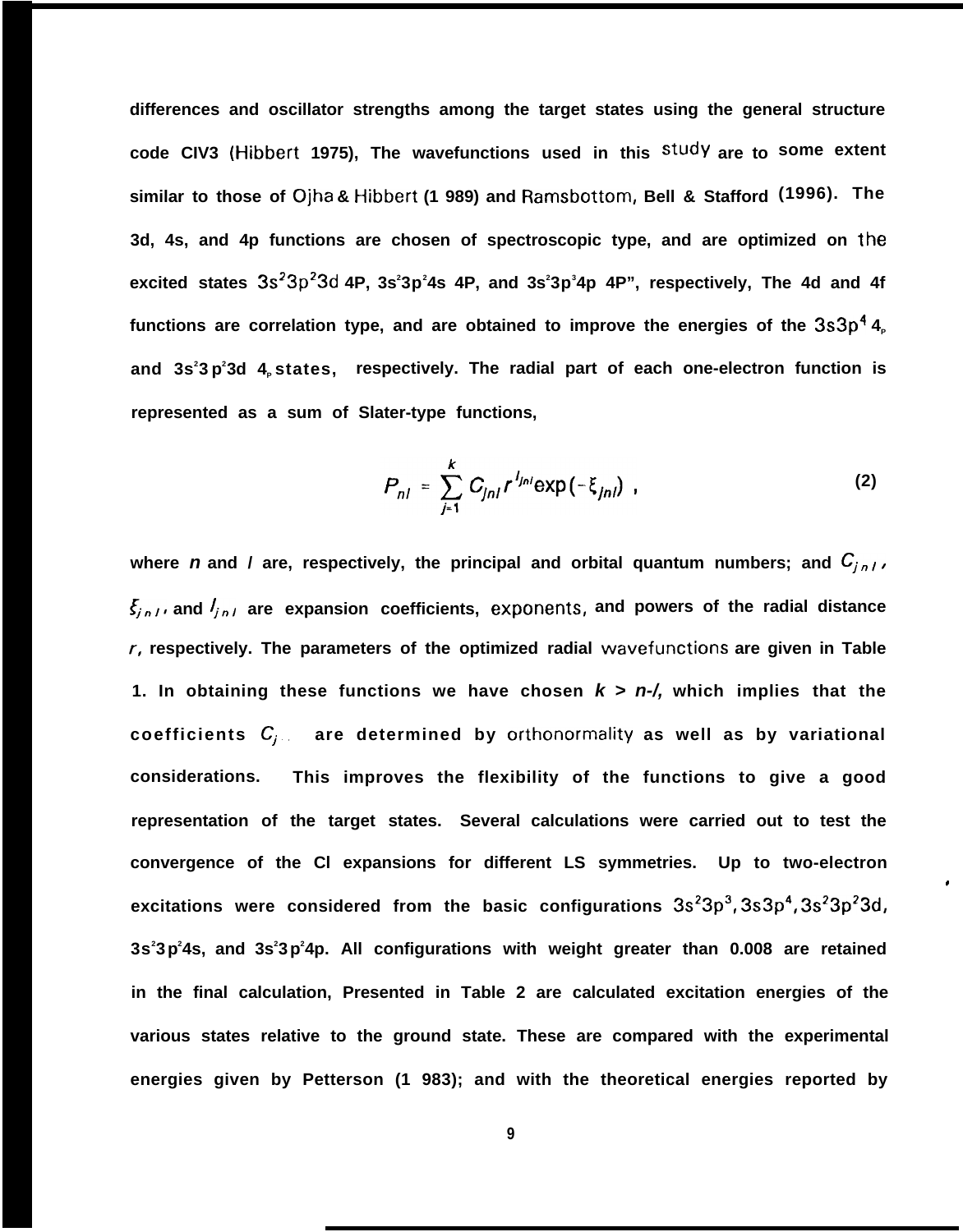differences and oscillator strengths among the target states using the general structure code CIV3 (Hibbert 1975), The wavefunctions used in this study are to some extent similar to those of Ojha & Hibbert (1 989) and Ramsbottom, Bell & Stafford (1996). The 3d, 4s, and 4p functions are chosen of spectroscopic type, and are optimized on the excited states $3s^23p^23d$ 4P, $3s^23p^24s$ 4P, and $3s^23p^34p$ 4P", respectively, The 4d and 4f functions are correlation type, and are obtained to improve the energies of the $3s3p^4$ $^4P$ and $3s^23p^23d$ $^4P$ states, respectively. The radial part of each one-electron function is represented as a sum of Slater-type functions,

$$P_{nl} = \sum_{j=1}^{k} C_{jnl} r^{I_{jnl}} \exp(-\xi_{jnl}) \,, \tag{2}$$

where $n$ and $l$ are, respectively, the principal and orbital quantum numbers; and $C_{jnl}$, $\xi_{jnl}$, and $I_{jnl}$ are expansion coefficients, exponents, and powers of the radial distance $r$, respectively. The parameters of the optimized radial wavefunctions are given in Table 1. In obtaining these functions we have chosen $k > n-l$, which implies that the coefficients $C_{j..}$ are determined by orthonormality as well as by variational considerations. This improves the flexibility of the functions to give a good representation of the target states. Several calculations were carried out to test the convergence of the CI expansions for different LS symmetries. Up to two-electron excitations were considered from the basic configurations $3s^23p^3, 3s3p^4, 3s^23p^23d$, $3s^23p^24s$, and $3s^23p^24p$. All configurations with weight greater than 0.008 are retained in the final calculation, Presented in Table 2 are calculated excitation energies of the various states relative to the ground state. These are compared with the experimental energies given by Petterson (1 983); and with the theoretical energies reported by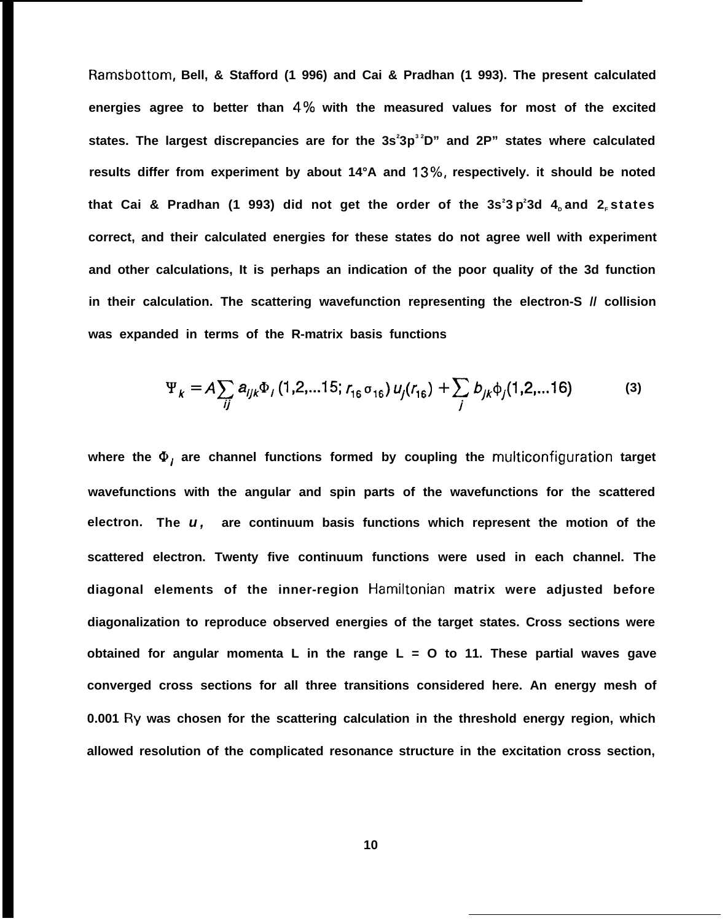Ramsbottom, Bell, & Stafford (1 996) and Cai & Pradhan (1 993). The present calculated energies agree to better than 4% with the measured values for most of the excited states. The largest discrepancies are for the $3s^23p^3\,{}^2D^o$ and $2P^o$ states where calculated results differ from experiment by about 14°A and 13%, respectively. it should be noted that Cai & Pradhan (1 993) did not get the order of the $3s^23p^23d$ $^4D$ and $^2F$ states correct, and their calculated energies for these states do not agree well with experiment and other calculations, It is perhaps an indication of the poor quality of the 3d function in their calculation. The scattering wavefunction representing the electron-S // collision was expanded in terms of the R-matrix basis functions

$$\Psi_k = A\sum_{ij} a_{ijk}\Phi_i\,(1,2,...15;r_{16}\,\sigma_{16})\,u_j(r_{16}) + \sum_j b_{jk}\phi_j(1,2,...16) \qquad (3)$$

where the $\Phi_i$ are channel functions formed by coupling the multiconfiguration target wavefunctions with the angular and spin parts of the wavefunctions for the scattered electron. The $u_j$ are continuum basis functions which represent the motion of the scattered electron. Twenty five continuum functions were used in each channel. The diagonal elements of the inner-region Hamiltonian matrix were adjusted before diagonalization to reproduce observed energies of the target states. Cross sections were obtained for angular momenta L in the range L = O to 11. These partial waves gave converged cross sections for all three transitions considered here. An energy mesh of 0.001 Ry was chosen for the scattering calculation in the threshold energy region, which allowed resolution of the complicated resonance structure in the excitation cross section,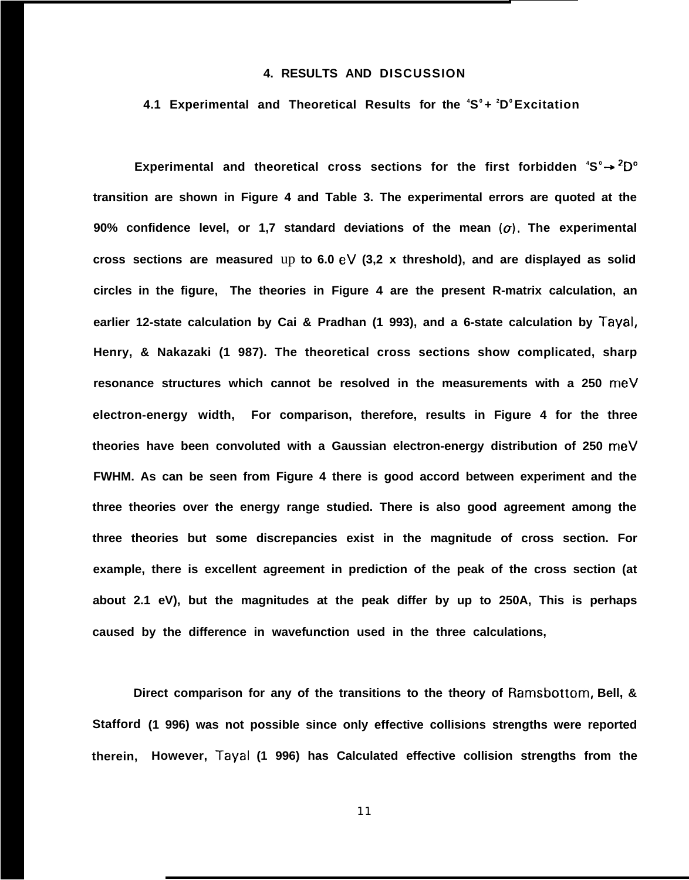## 4. RESULTS AND DISCUSSION

### 4.1 Experimental and Theoretical Results for the $^4S^o + {^2D^o}$ Excitation

Experimental and theoretical cross sections for the first forbidden $^4S^o \rightarrow {^2D^o}$ transition are shown in Figure 4 and Table 3. The experimental errors are quoted at the 90% confidence level, or 1,7 standard deviations of the mean ($\sigma$). The experimental cross sections are measured up to 6.0 eV (3,2 x threshold), and are displayed as solid circles in the figure, The theories in Figure 4 are the present R-matrix calculation, an earlier 12-state calculation by Cai & Pradhan (1 993), and a 6-state calculation by Tayal, Henry, & Nakazaki (1 987). The theoretical cross sections show complicated, sharp resonance structures which cannot be resolved in the measurements with a 250 meV electron-energy width, For comparison, therefore, results in Figure 4 for the three theories have been convoluted with a Gaussian electron-energy distribution of 250 meV FWHM. As can be seen from Figure 4 there is good accord between experiment and the three theories over the energy range studied. There is also good agreement among the three theories but some discrepancies exist in the magnitude of cross section. For example, there is excellent agreement in prediction of the peak of the cross section (at about 2.1 eV), but the magnitudes at the peak differ by up to 250A, This is perhaps caused by the difference in wavefunction used in the three calculations,

Direct comparison for any of the transitions to the theory of Ramsbottom, Bell, & Stafford (1 996) was not possible since only effective collisions strengths were reported therein, However, Tayal (1 996) has Calculated effective collision strengths from the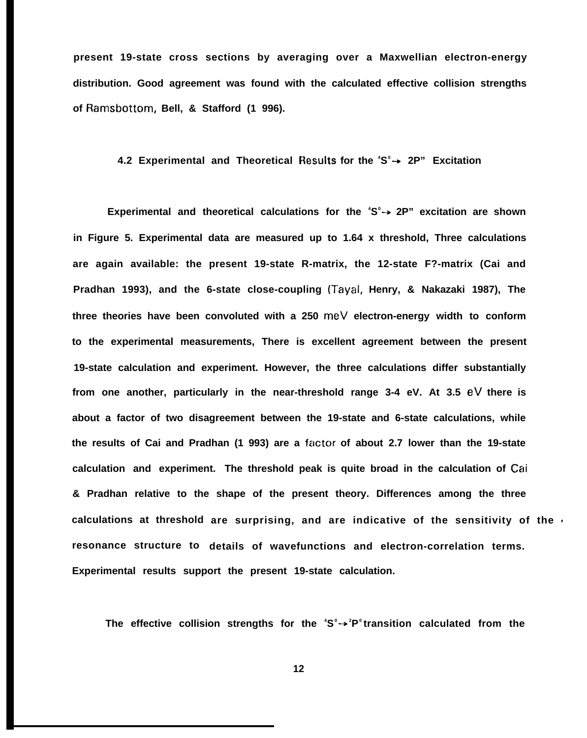present 19-state cross sections by averaging over a Maxwellian electron-energy distribution. Good agreement was found with the calculated effective collision strengths of Ramsbottom, Bell, & Stafford (1 996).

### 4.2 Experimental and Theoretical Results for the $^4S^o \rightarrow$ 2P" Excitation

Experimental and theoretical calculations for the $^4S^o \rightarrow$ 2P" excitation are shown in Figure 5. Experimental data are measured up to 1.64 x threshold, Three calculations are again available: the present 19-state R-matrix, the 12-state F?-matrix (Cai and Pradhan 1993), and the 6-state close-coupling (Tayal, Henry, & Nakazaki 1987), The three theories have been convoluted with a 250 meV electron-energy width to conform to the experimental measurements, There is excellent agreement between the present 19-state calculation and experiment. However, the three calculations differ substantially from one another, particularly in the near-threshold range 3-4 eV. At 3.5 eV there is about a factor of two disagreement between the 19-state and 6-state calculations, while the results of Cai and Pradhan (1 993) are a factor of about 2.7 lower than the 19-state calculation and experiment. The threshold peak is quite broad in the calculation of Cai & Pradhan relative to the shape of the present theory. Differences among the three calculations at threshold are surprising, and are indicative of the sensitivity of the resonance structure to details of wavefunctions and electron-correlation terms. Experimental results support the present 19-state calculation.

The effective collision strengths for the $^4S^o \rightarrow {}^2P^o$ transition calculated from the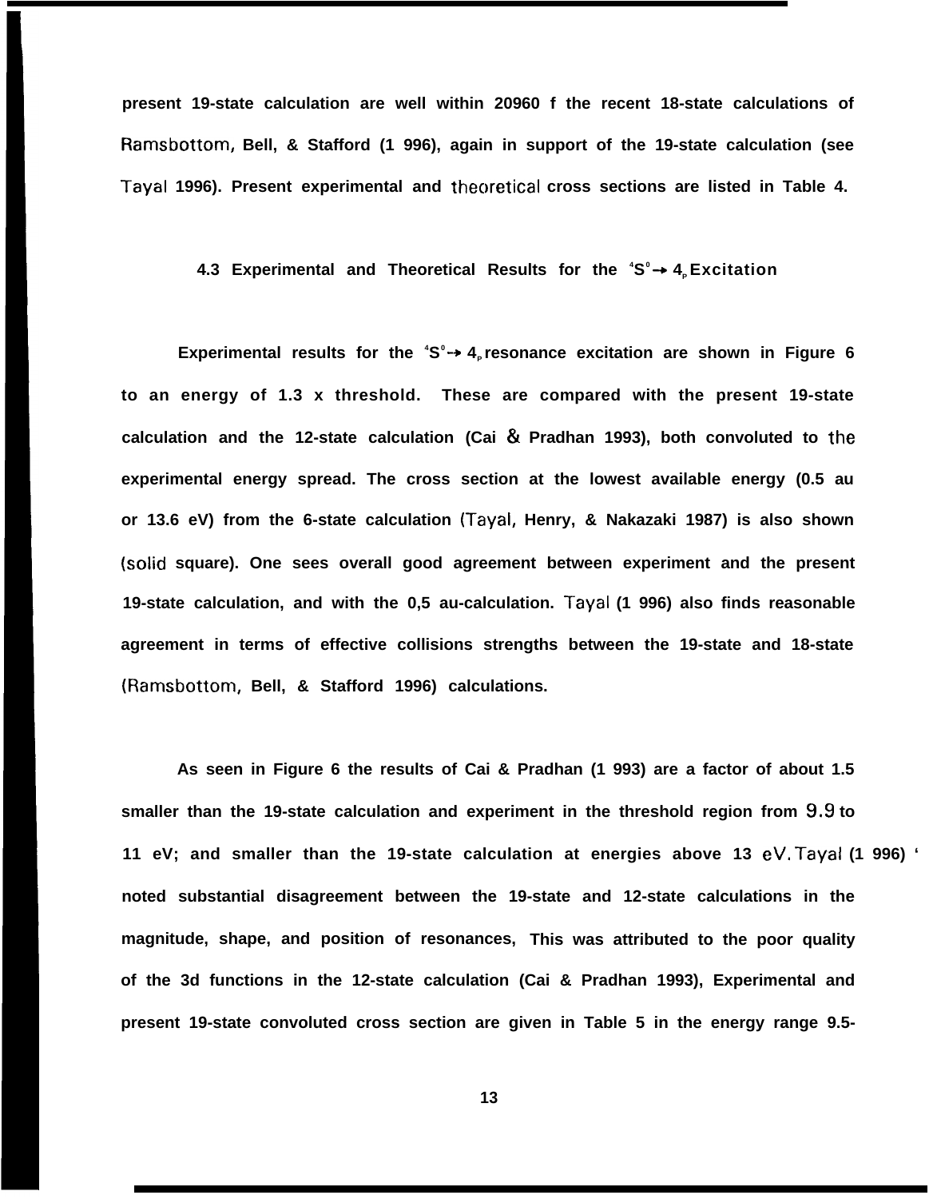present 19-state calculation are well within 20960 f the recent 18-state calculations of Ramsbottom, Bell, & Stafford (1 996), again in support of the 19-state calculation (see Tayal 1996). Present experimental and theoretical cross sections are listed in Table 4.

### 4.3 Experimental and Theoretical Results for the $^4S^o \rightarrow 4_P$ Excitation

Experimental results for the $^4S^o \rightarrow 4_P$ resonance excitation are shown in Figure 6 to an energy of 1.3 x threshold. These are compared with the present 19-state calculation and the 12-state calculation (Cai & Pradhan 1993), both convoluted to the experimental energy spread. The cross section at the lowest available energy (0.5 au or 13.6 eV) from the 6-state calculation (Tayal, Henry, & Nakazaki 1987) is also shown (solid square). One sees overall good agreement between experiment and the present 19-state calculation, and with the 0,5 au-calculation. Tayal (1 996) also finds reasonable agreement in terms of effective collisions strengths between the 19-state and 18-state (Ramsbottom, Bell, & Stafford 1996) calculations.

As seen in Figure 6 the results of Cai & Pradhan (1 993) are a factor of about 1.5 smaller than the 19-state calculation and experiment in the threshold region from 9.9 to 11 eV; and smaller than the 19-state calculation at energies above 13 eV. Tayal (1 996) ' noted substantial disagreement between the 19-state and 12-state calculations in the magnitude, shape, and position of resonances, This was attributed to the poor quality of the 3d functions in the 12-state calculation (Cai & Pradhan 1993), Experimental and present 19-state convoluted cross section are given in Table 5 in the energy range 9.5-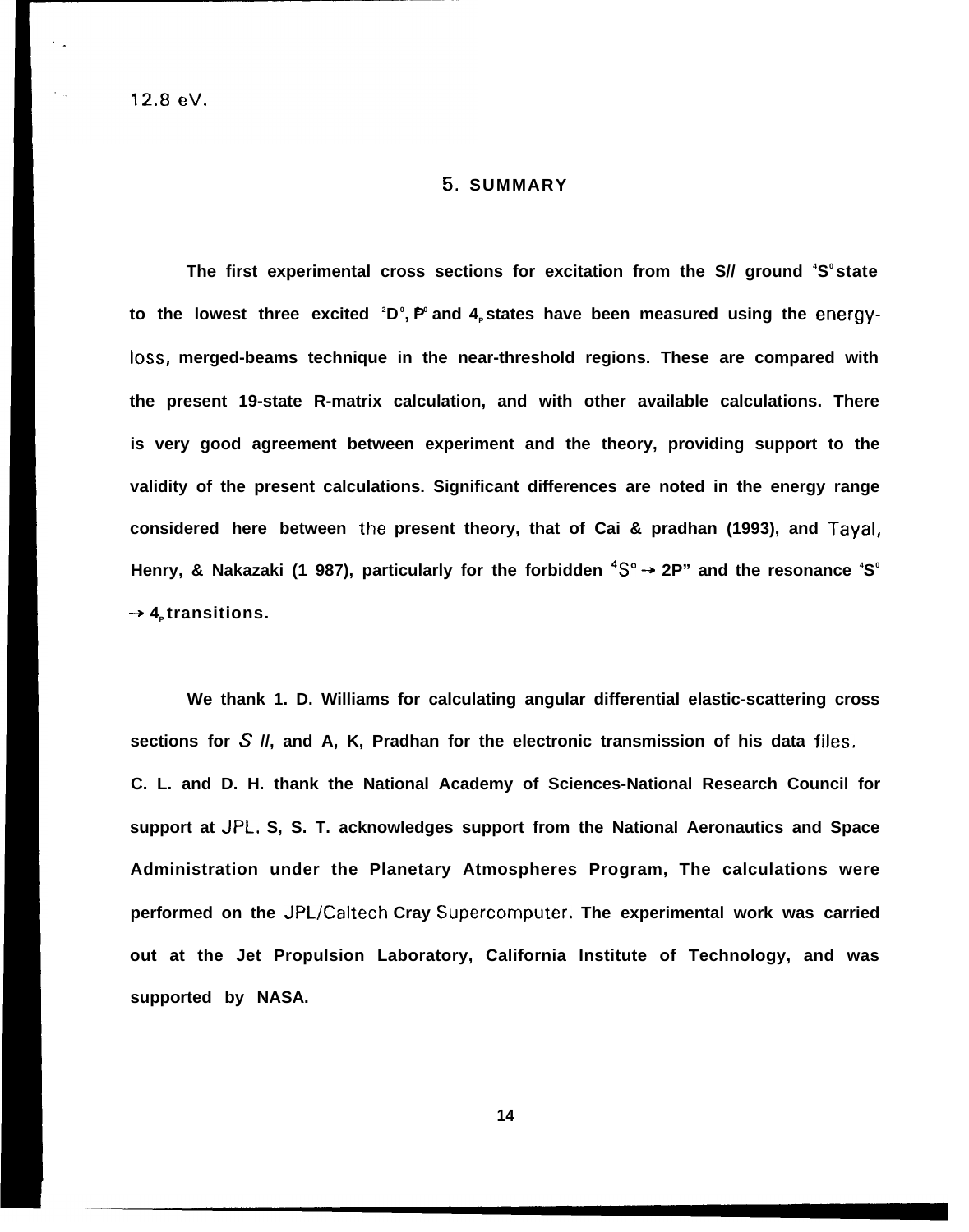12.8 eV.

## 5. SUMMARY

The first experimental cross sections for excitation from the S// ground $^4S^o$ state to the lowest three excited $^2D^o$, $^2P^o$ and $^4P$ states have been measured using the energy-loss, merged-beams technique in the near-threshold regions. These are compared with the present 19-state R-matrix calculation, and with other available calculations. There is very good agreement between experiment and the theory, providing support to the validity of the present calculations. Significant differences are noted in the energy range considered here between the present theory, that of Cai & pradhan (1993), and Tayal, Henry, & Nakazaki (1 987), particularly for the forbidden $^4S^o \rightarrow 2P$" and the resonance $^4S^o \rightarrow 4_P$ transitions.

We thank 1. D. Williams for calculating angular differential elastic-scattering cross sections for *S* //, and A, K, Pradhan for the electronic transmission of his data files. C. L. and D. H. thank the National Academy of Sciences-National Research Council for support at JPL. S, S. T. acknowledges support from the National Aeronautics and Space Administration under the Planetary Atmospheres Program, The calculations were performed on the JPL/Caltech Cray Supercomputer. The experimental work was carried out at the Jet Propulsion Laboratory, California Institute of Technology, and was supported by NASA.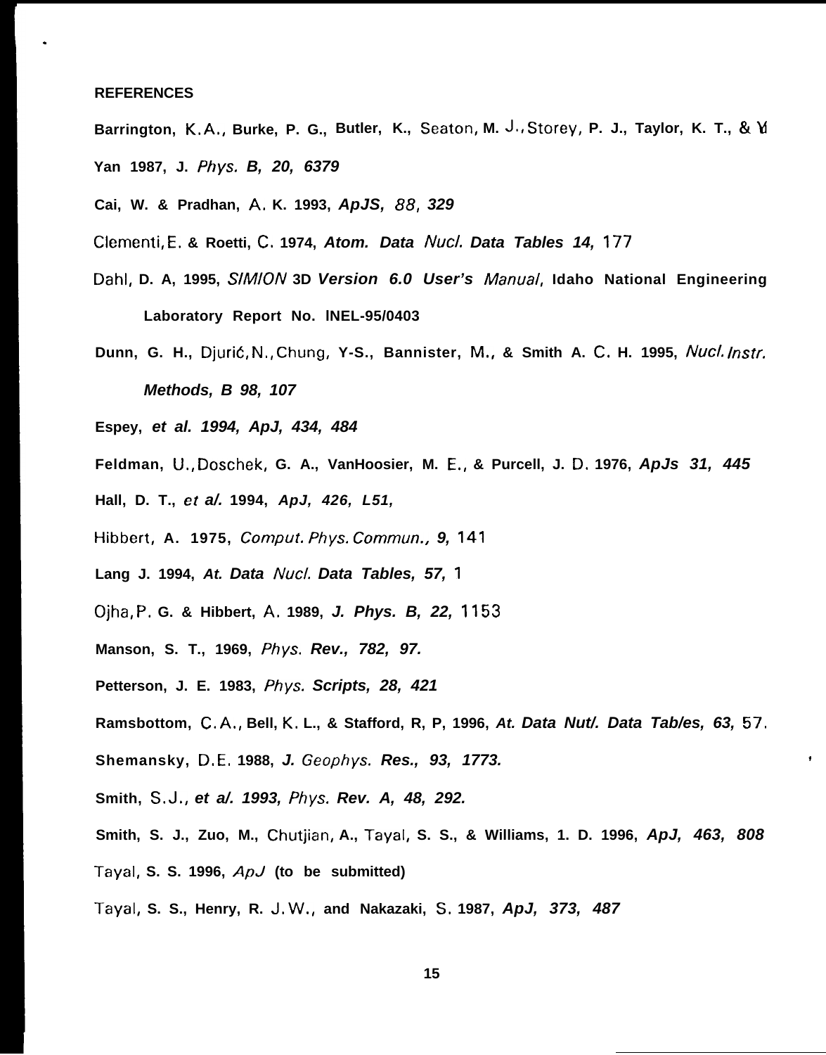**REFERENCES**

Barrington, K. A., Burke, P. G., Butler, K., Seaton, M. J., Storey, P. J., Taylor, K. T., & Yu Yan 1987, J. *Phys. B, 20, 6379*

Cai, W. & Pradhan, A. K. 1993, *ApJS, 88, 329*

Clementi, E. & Roetti, C. 1974, *Atom. Data Nucl. Data Tables 14,* 177

Dahl, D. A, 1995, *SIMION* 3D *Version 6.0 User's Manual*, Idaho National Engineering Laboratory Report No. INEL-95/0403

Dunn, G. H., Djurić, N., Chung, Y-S., Bannister, M., & Smith A. C. H. 1995, *Nucl. Instr. Methods, B 98, 107*

Espey, *et al. 1994, ApJ, 434, 484*

Feldman, U., Doschek, G. A., VanHoosier, M. E., & Purcell, J. D. 1976, *ApJs 31, 445*

Hall, D. T., *et al.* 1994, *ApJ, 426, L51,*

Hibbert, A. 1975, *Comput. Phys. Commun., 9,* 141

Lang J. 1994, *At. Data Nucl. Data Tables, 57,* 1

Ojha, P. G. & Hibbert, A. 1989, *J. Phys. B, 22,* 1153

Manson, S. T., 1969, *Phys. Rev., 782, 97.*

Petterson, J. E. 1983, *Phys. Scripts, 28, 421*

Ramsbottom, C. A., Bell, K. L., & Stafford, R, P, 1996, *At. Data Nut/. Data Tab/es, 63,* 57.

Shemansky, D. E. 1988, *J. Geophys. Res., 93, 1773.*

Smith, S. J., *et al. 1993, Phys. Rev. A, 48, 292.*

Smith, S. J., Zuo, M., Chutjian, A., Tayal, S. S., & Williams, 1. D. 1996, *ApJ, 463, 808*

Tayal, S. S. 1996, *ApJ* (to be submitted)

Tayal, S. S., Henry, R. J. W., and Nakazaki, S. 1987, *ApJ, 373, 487*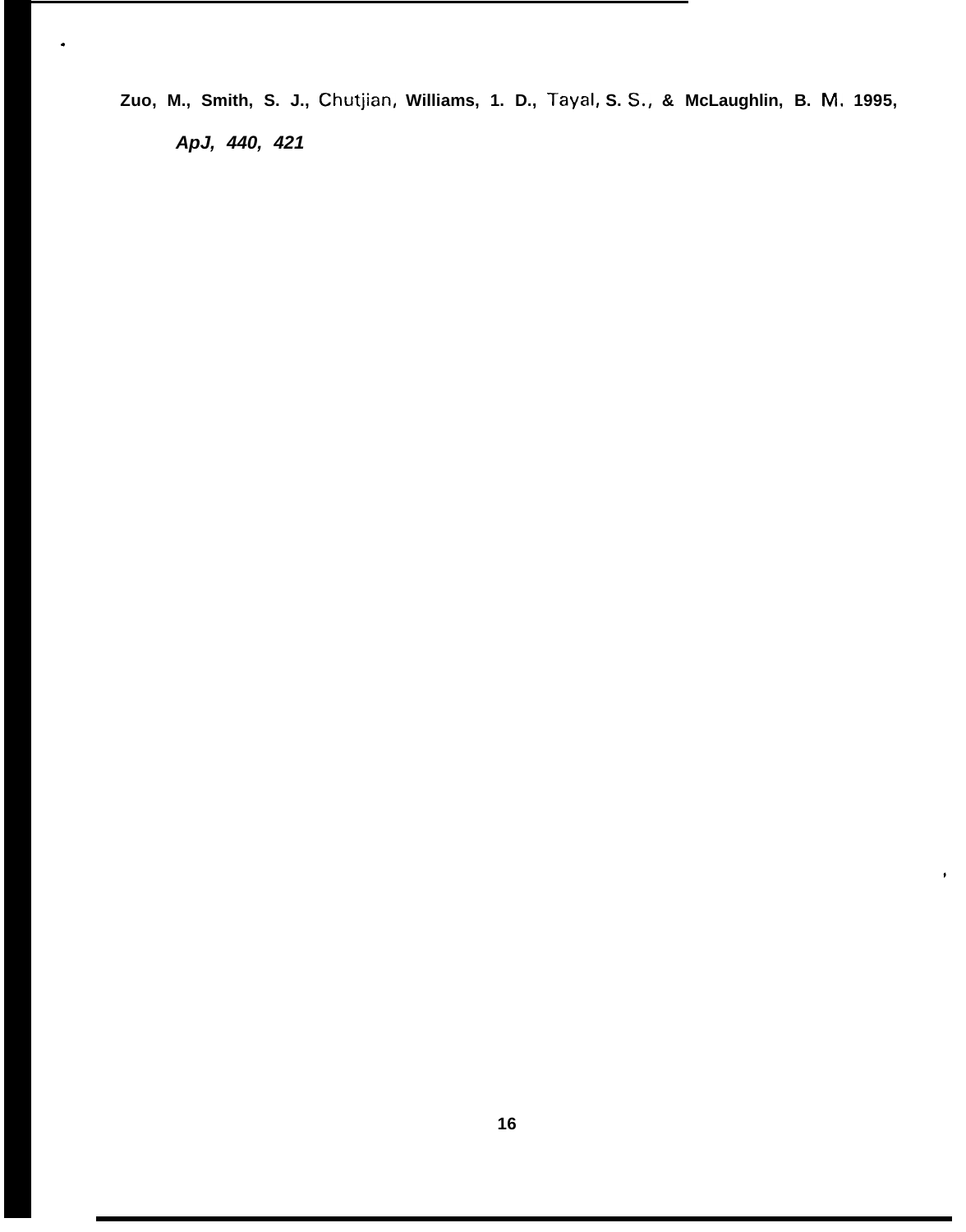Zuo, M., Smith, S. J., Chutjian, Williams, 1. D., Tayal, S. S., & McLaughlin, B. M. 1995, *ApJ, 440, 421*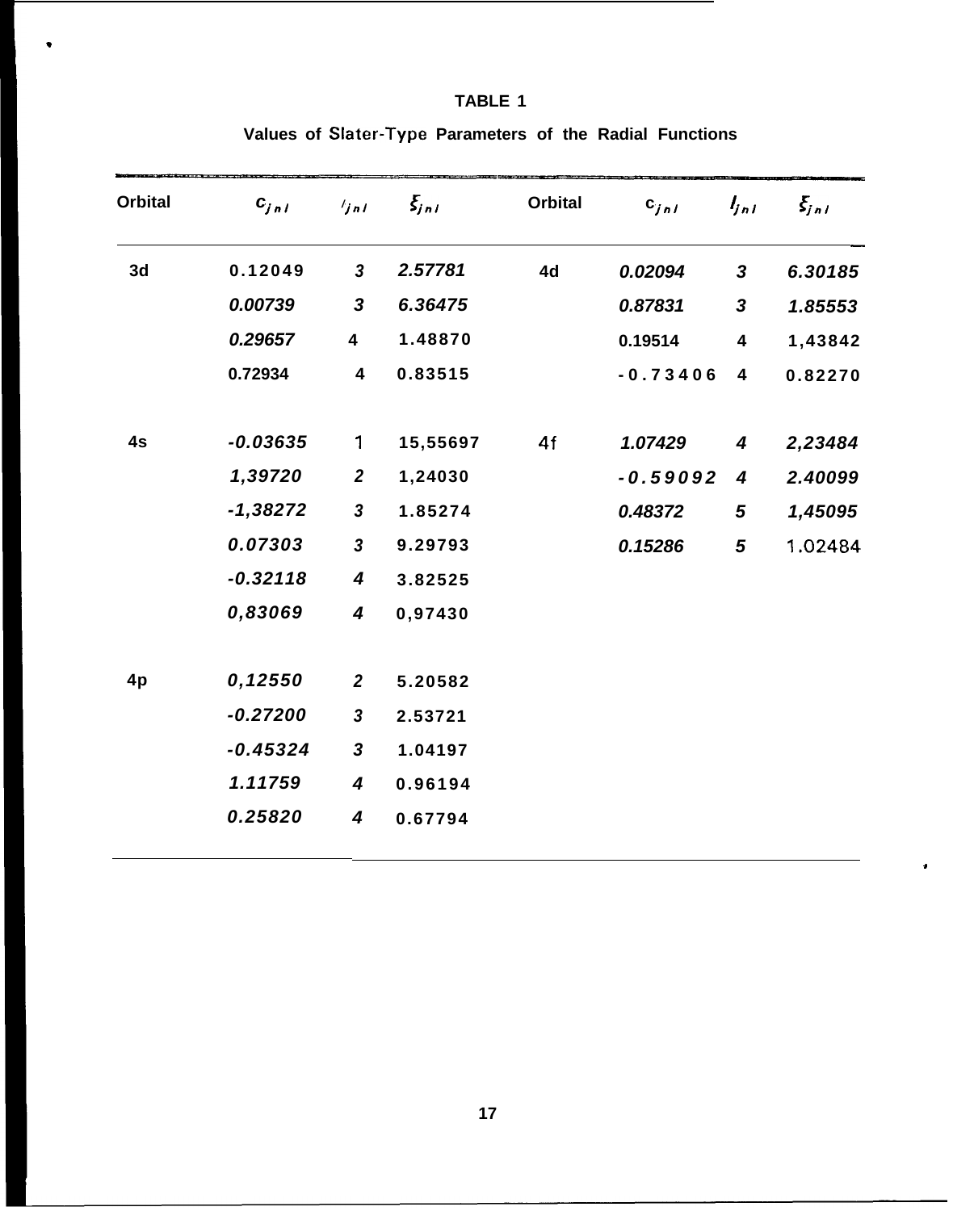# TABLE 1

## Values of Slater-Type Parameters of the Radial Functions

| Orbital | $c_{jnl}$ | $I_{jnl}$ | $\xi_{jnl}$ | Orbital | $c_{jnl}$ | $I_{jnl}$ | $\xi_{jnl}$ |
|---|---|---|---|---|---|---|---|
| 3d | 0.12049 | 3 | 2.57781 | 4d | 0.02094 | 3 | 6.30185 |
| | 0.00739 | 3 | 6.36475 | | 0.87831 | 3 | 1.85553 |
| | 0.29657 | 4 | 1.48870 | | 0.19514 | 4 | 1,43842 |
| | 0.72934 | 4 | 0.83515 | | -0.73406 | 4 | 0.82270 |
| 4s | -0.03635 | 1 | 15,55697 | 4f | 1.07429 | 4 | 2,23484 |
| | 1,39720 | 2 | 1,24030 | | -0.59092 | 4 | 2.40099 |
| | -1,38272 | 3 | 1.85274 | | 0.48372 | 5 | 1,45095 |
| | 0.07303 | 3 | 9.29793 | | 0.15286 | 5 | 1.02484 |
| | -0.32118 | 4 | 3.82525 | | | | |
| | 0,83069 | 4 | 0,97430 | | | | |
| 4p | 0,12550 | 2 | 5.20582 | | | | |
| | -0.27200 | 3 | 2.53721 | | | | |
| | -0.45324 | 3 | 1.04197 | | | | |
| | 1.11759 | 4 | 0.96194 | | | | |
| | 0.25820 | 4 | 0.67794 | | | | |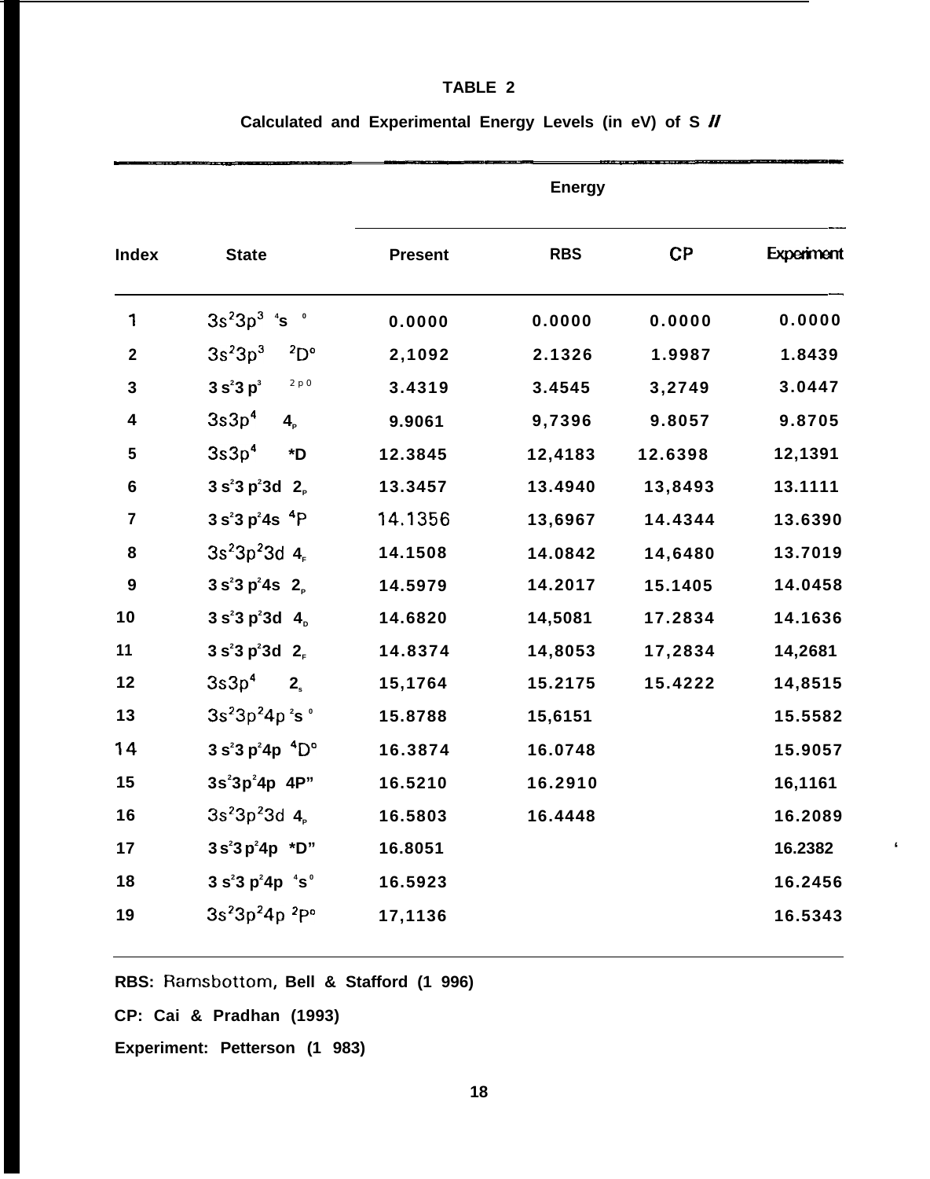**TABLE 2**

**Calculated and Experimental Energy Levels (in eV) of S II**

| | | Energy | | | |
|---|---|---|---|---|---|
| **Index** | **State** | **Present** | **RBS** | **CP** | **Experiment** |
| 1 | $3s^23p^3\ {}^4S^o$ | 0.0000 | 0.0000 | 0.0000 | 0.0000 |
| 2 | $3s^23p^3\ {}^2D^o$ | 2,1092 | 2.1326 | 1.9987 | 1.8439 |
| 3 | $3s^23p^3\ {}^2P^0$ | 3.4319 | 3.4545 | 3,2749 | 3.0447 |
| 4 | $3s3p^4\ {}^4P$ | 9.9061 | 9,7396 | 9.8057 | 9.8705 |
| 5 | $3s3p^4\ {}^2D$ | 12.3845 | 12,4183 | 12.6398 | 12,1391 |
| 6 | $3s^23p^23d\ {}^2P$ | 13.3457 | 13.4940 | 13,8493 | 13.1111 |
| 7 | $3s^23p^24s\ {}^4P$ | 14.1356 | 13,6967 | 14.4344 | 13.6390 |
| 8 | $3s^23p^23d\ {}^4F$ | 14.1508 | 14.0842 | 14,6480 | 13.7019 |
| 9 | $3s^23p^24s\ {}^2P$ | 14.5979 | 14.2017 | 15.1405 | 14.0458 |
| 10 | $3s^23p^23d\ {}^4D$ | 14.6820 | 14,5081 | 17.2834 | 14.1636 |
| 11 | $3s^23p^23d\ {}^2F$ | 14.8374 | 14,8053 | 17,2834 | 14,2681 |
| 12 | $3s3p^4\ {}^2S$ | 15,1764 | 15.2175 | 15.4222 | 14,8515 |
| 13 | $3s^23p^24p\ {}^2S^o$ | 15.8788 | 15,6151 | | 15.5582 |
| 14 | $3s^23p^24p\ {}^4D^o$ | 16.3874 | 16.0748 | | 15.9057 |
| 15 | $3s^23p^24p\ {}^4P^o$ | 16.5210 | 16.2910 | | 16,1161 |
| 16 | $3s^23p^23d\ {}^4P$ | 16.5803 | 16.4448 | | 16.2089 |
| 17 | $3s^23p^24p\ {}^2D^o$ | 16.8051 | | | 16.2382 |
| 18 | $3s^23p^24p\ {}^4S^o$ | 16.5923 | | | 16.2456 |
| 19 | $3s^23p^24p\ {}^2P^o$ | 17,1136 | | | 16.5343 |

RBS: Ramsbottom, Bell & Stafford (1996)

CP: Cai & Pradhan (1993)

Experiment: Petterson (1983)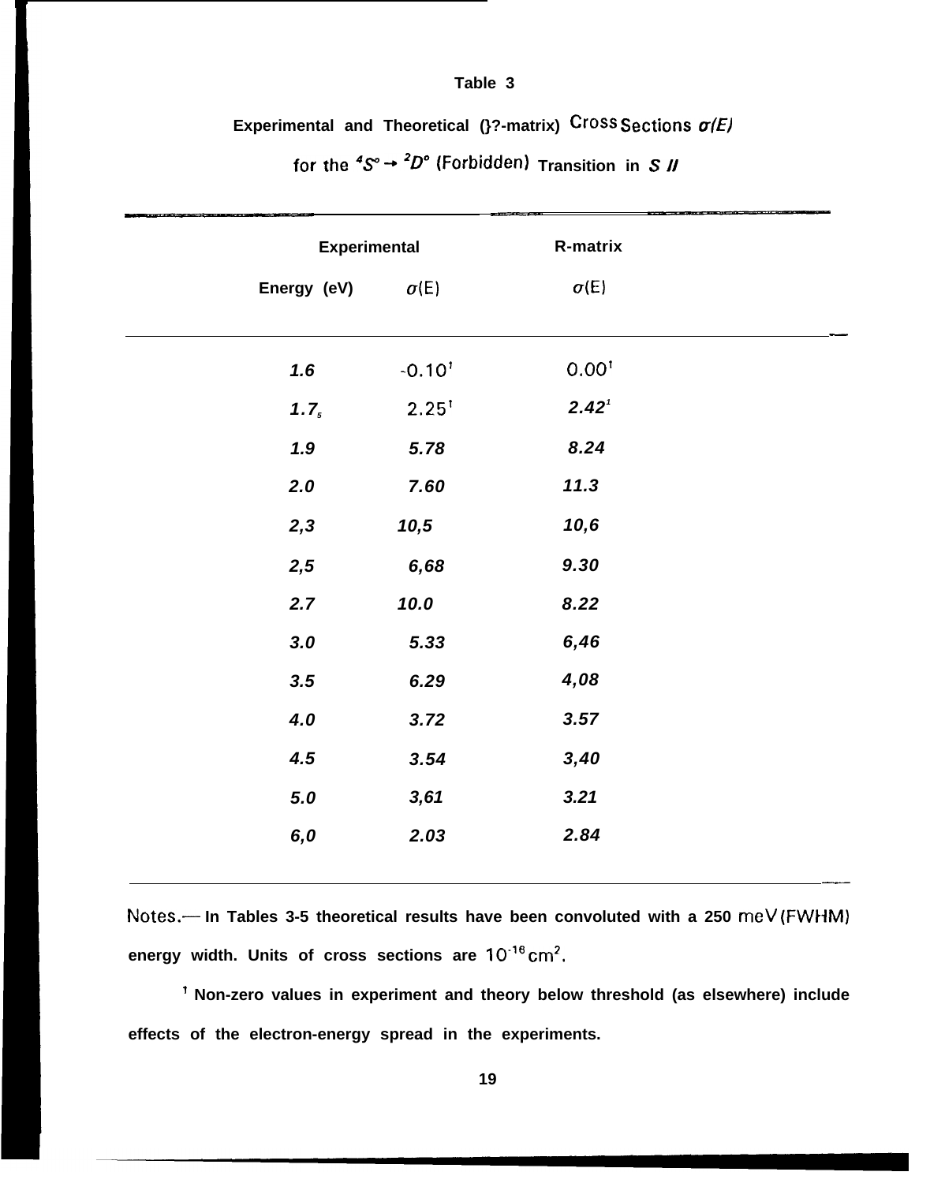# Table 3

**Experimental and Theoretical (}?-matrix) Cross Sections $\sigma(E)$ for the $^4S^o \rightarrow {}^2D^o$ (Forbidden) Transition in *S II***

| Experimental | | R-matrix |
|---|---|---|
| Energy (eV) | $\sigma$(E) | $\sigma$(E) |
| 1.6 | -0.10[†] | 0.00[†] |
| $1.7_5$ | 2.25[†] | 2.42[†] |
| 1.9 | 5.78 | 8.24 |
| 2.0 | 7.60 | 11.3 |
| 2,3 | 10,5 | 10,6 |
| 2,5 | 6,68 | 9.30 |
| 2.7 | 10.0 | 8.22 |
| 3.0 | 5.33 | 6,46 |
| 3.5 | 6.29 | 4,08 |
| 4.0 | 3.72 | 3.57 |
| 4.5 | 3.54 | 3,40 |
| 5.0 | 3,61 | 3.21 |
| 6,0 | 2.03 | 2.84 |

Notes.— In Tables 3-5 theoretical results have been convoluted with a 250 meV (FWHM) energy width. Units of cross sections are $10^{-16}$ cm$^2$.

[†] Non-zero values in experiment and theory below threshold (as elsewhere) include effects of the electron-energy spread in the experiments.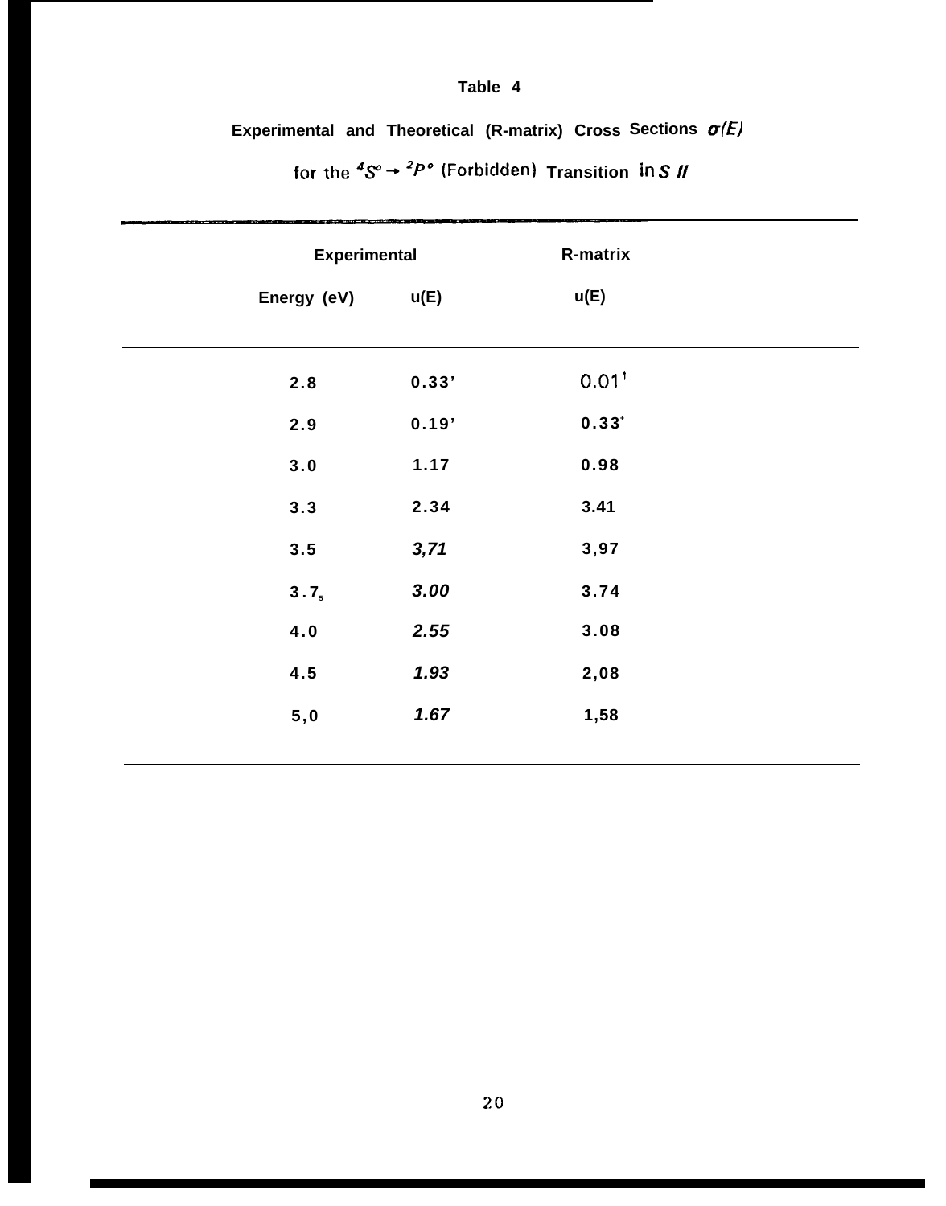# Table 4

## Experimental and Theoretical (R-matrix) Cross Sections $\sigma(E)$ for the $^4S^o \rightarrow {}^2P^o$ (Forbidden) Transition in *S II*

| Experimental | | R-matrix |
|---|---|---|
| Energy (eV) | u(E) | u(E) |
| 2.8 | 0.33' | 0.01[1] |
| 2.9 | 0.19' | 0.33[+] |
| 3.0 | 1.17 | 0.98 |
| 3.3 | 2.34 | 3.41 |
| 3.5 | *3,71* | 3,97 |
| $3.7_5$ | *3.00* | 3.74 |
| 4.0 | *2.55* | 3.08 |
| 4.5 | *1.93* | 2,08 |
| 5,0 | *1.67* | 1,58 |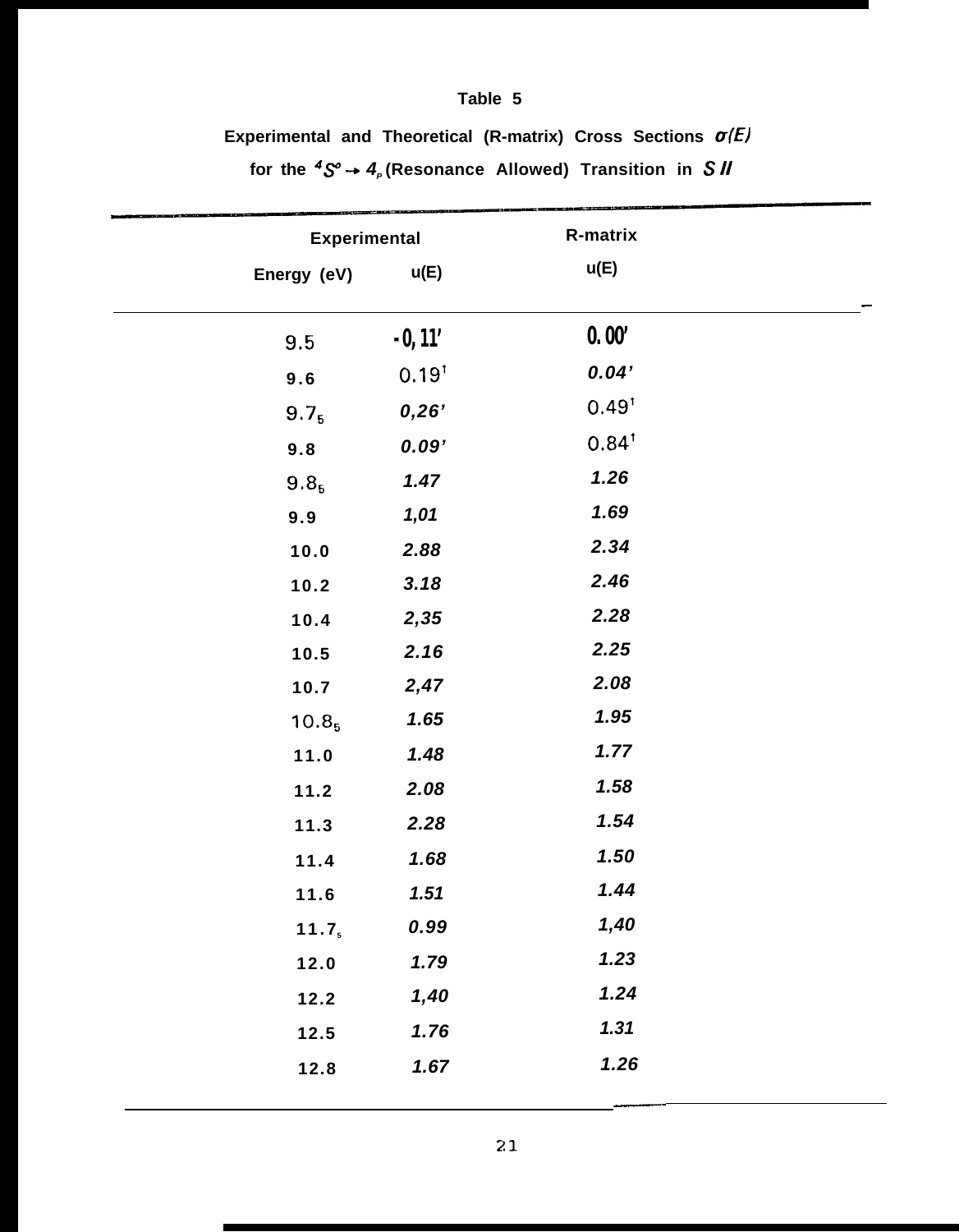# Table 5

**Experimental and Theoretical (R-matrix) Cross Sections $\sigma(E)$ for the $^4S^o \rightarrow 4_p$ (Resonance Allowed) Transition in $S$ *II***

| Experimental | | R-matrix |
|---|---|---|
| Energy (eV) | u(E) | u(E) |
| 9.5 | -0,11' | 0.00' |
| 9.6 | 0.19† | 0.04' |
| $9.7_5$ | 0,26' | 0.49† |
| 9.8 | 0.09' | 0.84† |
| $9.8_5$ | 1.47 | 1.26 |
| 9.9 | 1,01 | 1.69 |
| 10.0 | 2.88 | 2.34 |
| 10.2 | 3.18 | 2.46 |
| 10.4 | 2,35 | 2.28 |
| 10.5 | 2.16 | 2.25 |
| 10.7 | 2,47 | 2.08 |
| $10.8_5$ | 1.65 | 1.95 |
| 11.0 | 1.48 | 1.77 |
| 11.2 | 2.08 | 1.58 |
| 11.3 | 2.28 | 1.54 |
| 11.4 | 1.68 | 1.50 |
| 11.6 | 1.51 | 1.44 |
| $11.7_5$ | 0.99 | 1,40 |
| 12.0 | 1.79 | 1.23 |
| 12.2 | 1,40 | 1.24 |
| 12.5 | 1.76 | 1.31 |
| 12.8 | 1.67 | 1.26 |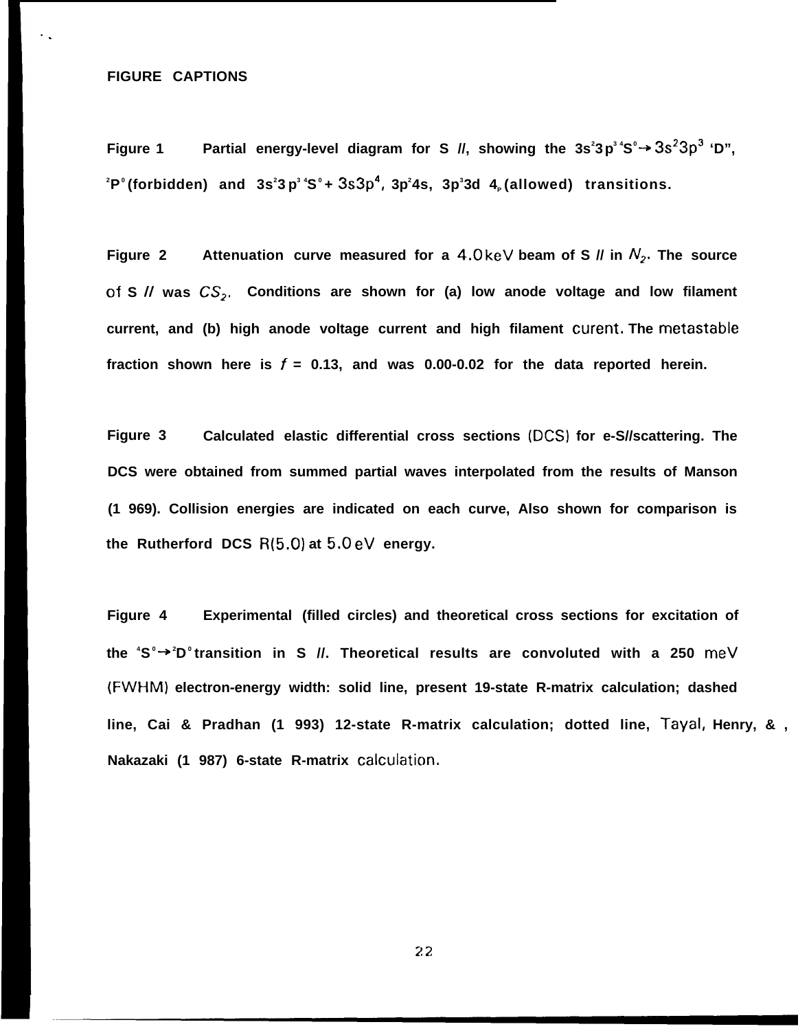**FIGURE CAPTIONS**

**Figure 1** Partial energy-level diagram for S //, showing the $3s^2 3p^3\, ^4S^o \rightarrow 3s^2 3p^3$ ‘D”, $^2P^o$ (forbidden) and $3s^2 3p^3\, ^4S^o$ + $3s3p^4$, $3p^2 4s$, $3p^3 3d$ $4_P$ (allowed) transitions.

**Figure 2** Attenuation curve measured for a 4.0 keV beam of S // in $N_2$. The source of S // was $CS_2$. Conditions are shown for (a) low anode voltage and low filament current, and (b) high anode voltage current and high filament curent. The metastable fraction shown here is $f$ = 0.13, and was 0.00-0.02 for the data reported herein.

**Figure 3** Calculated elastic differential cross sections (DCS) for e-S//scattering. The DCS were obtained from summed partial waves interpolated from the results of Manson (1 969). Collision energies are indicated on each curve, Also shown for comparison is the Rutherford DCS R(5.0) at 5.0 eV energy.

**Figure 4** Experimental (filled circles) and theoretical cross sections for excitation of the $^4S^o \rightarrow {}^2D^o$ transition in S //. Theoretical results are convoluted with a 250 meV (FWHM) electron-energy width: solid line, present 19-state R-matrix calculation; dashed line, Cai & Pradhan (1 993) 12-state R-matrix calculation; dotted line, Tayal, Henry, & , Nakazaki (1 987) 6-state R-matrix calculation.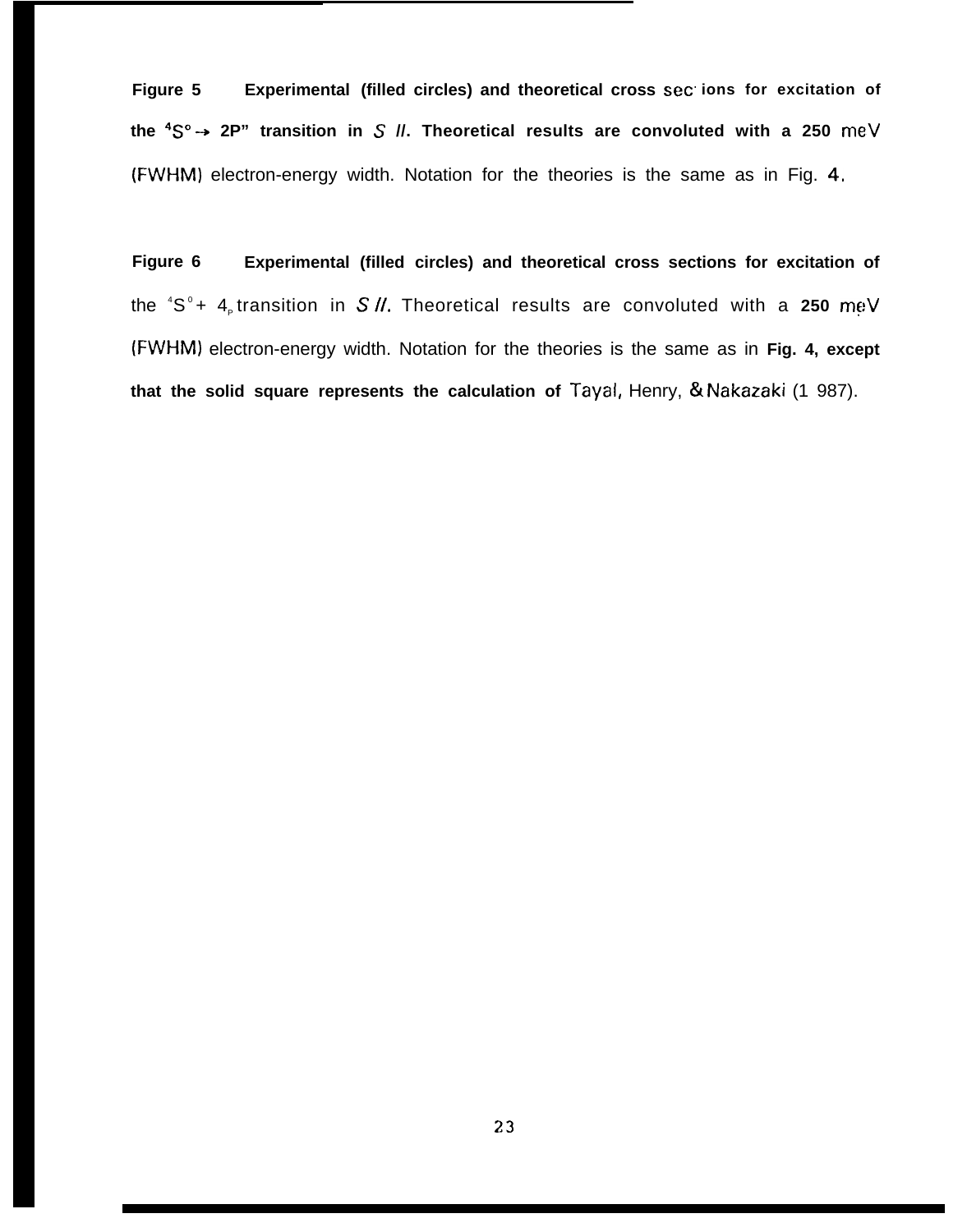**Figure 5** **Experimental (filled circles) and theoretical cross sections for excitation of the $^4S^o \rightarrow$ 2P" transition in *S II*. Theoretical results are convoluted with a 250 meV** (FWHM) electron-energy width. Notation for the theories is the same as in Fig. 4.

**Figure 6** **Experimental (filled circles) and theoretical cross sections for excitation of** the $^4S^o$ + $4_p$ transition in *S II*. Theoretical results are convoluted with a **250** meV (FWHM) electron-energy width. Notation for the theories is the same as in **Fig. 4, except that the solid square represents the calculation of** Tayal, Henry, & Nakazaki (1 987).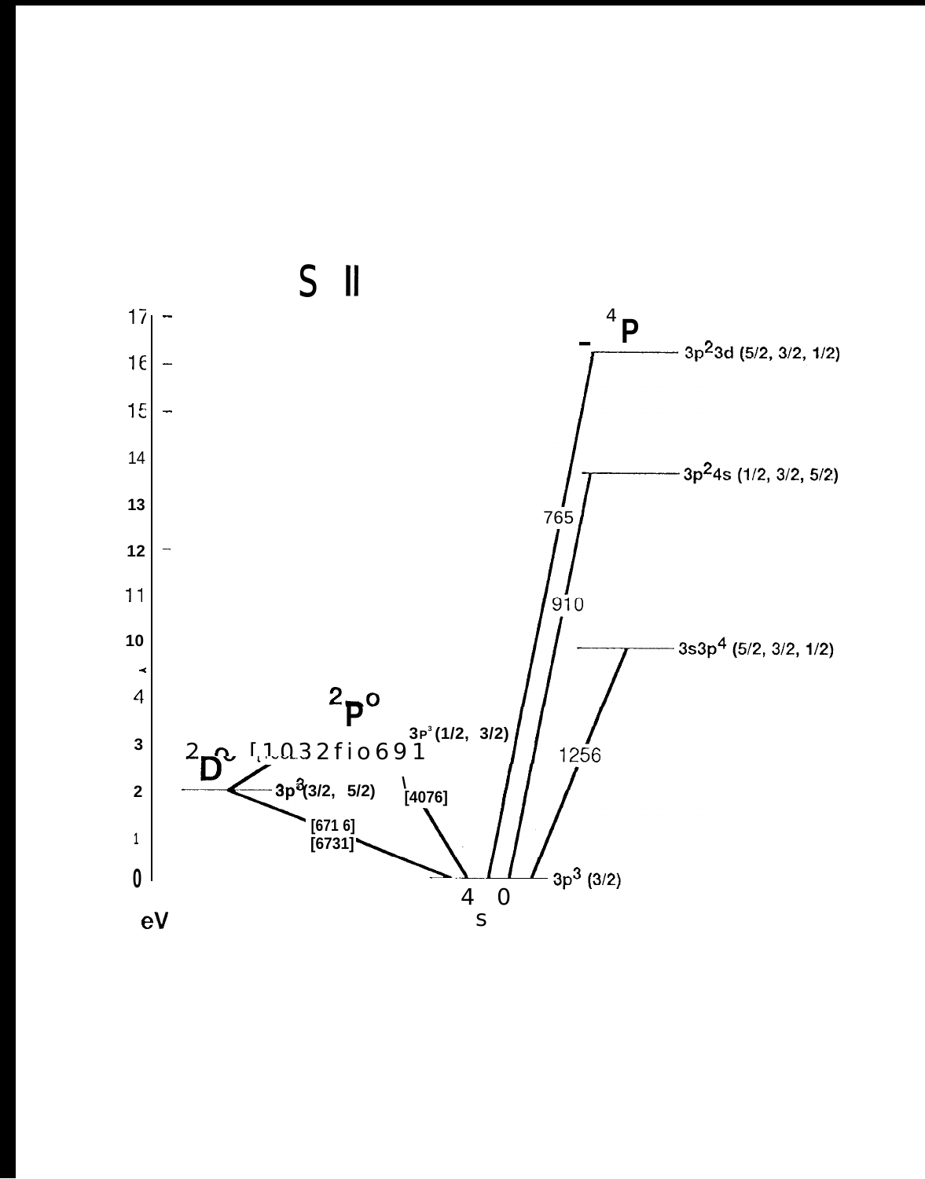# S II

eV

17
16
15
14
13
12
11
10
4
3
2
1
0

$^4P$ — $3p^23d$ (5/2, 3/2, 1/2)

$3p^24s$ (1/2, 3/2, 5/2)

765

910

$3s3p^4$ (5/2, 3/2, 1/2)

1256

$^2P^o$

$3p^3$ (1/2, 3/2)

$^2D$ [1032 [1069]]

$3p^3$ (3/2, 5/2)

[4076]

[6716]
[6731]

$3p^3$ (3/2)

$^4S^o$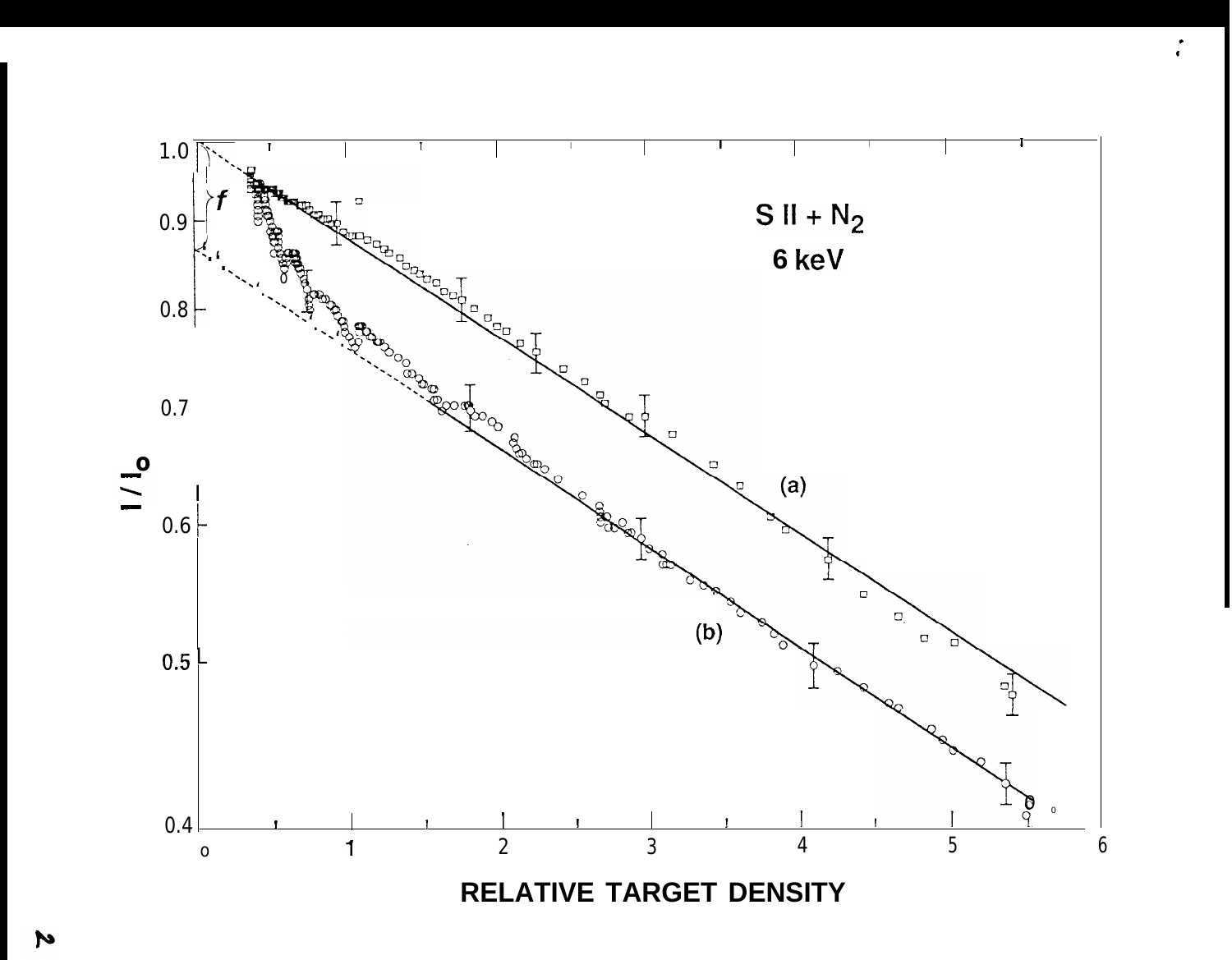$S\ II + N_2$

6 keV

(a)

(b)

$f$

$I / I_o$

RELATIVE TARGET DENSITY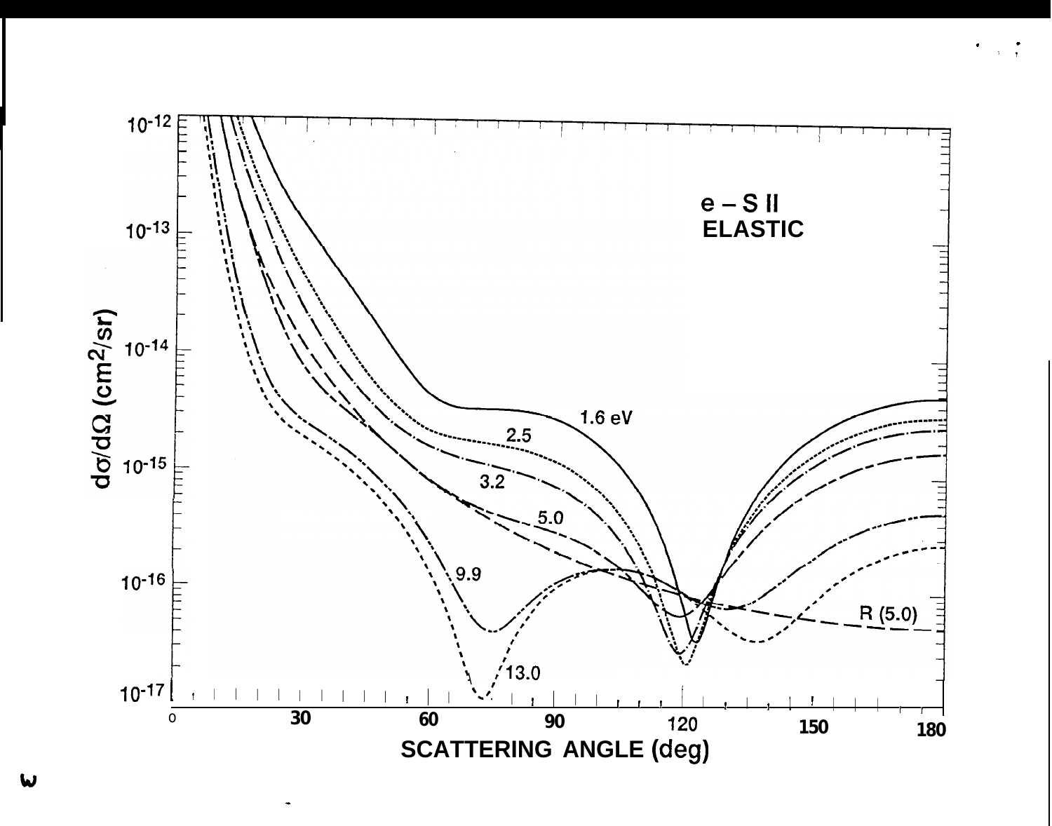e – S II
ELASTIC

$d\sigma/d\Omega$ ($cm^2/sr$)

$10^{-12}$

$10^{-13}$

$10^{-14}$

$10^{-15}$

$10^{-16}$

$10^{-17}$

1.6 eV

2.5

3.2

5.0

9.9

13.0

R (5.0)

0 30 60 90 120 150 180

SCATTERING ANGLE (deg)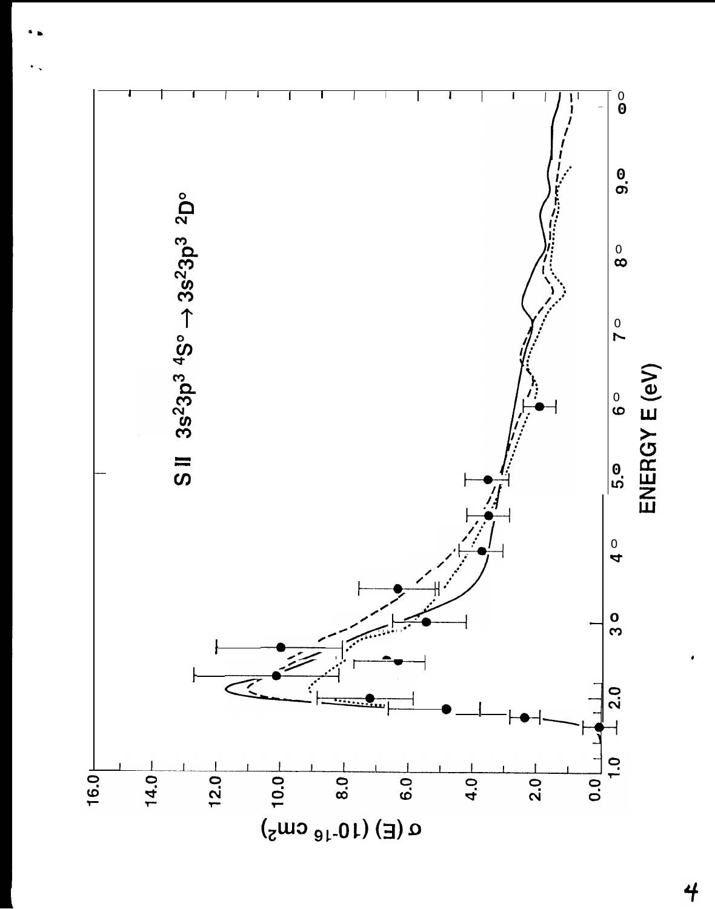S II $3s^23p^3\ ^4S^o \rightarrow 3s^23p^3\ ^2D^o$

$\sigma$ (E) ($10^{-16}$ cm$^2$)

ENERGY E (eV)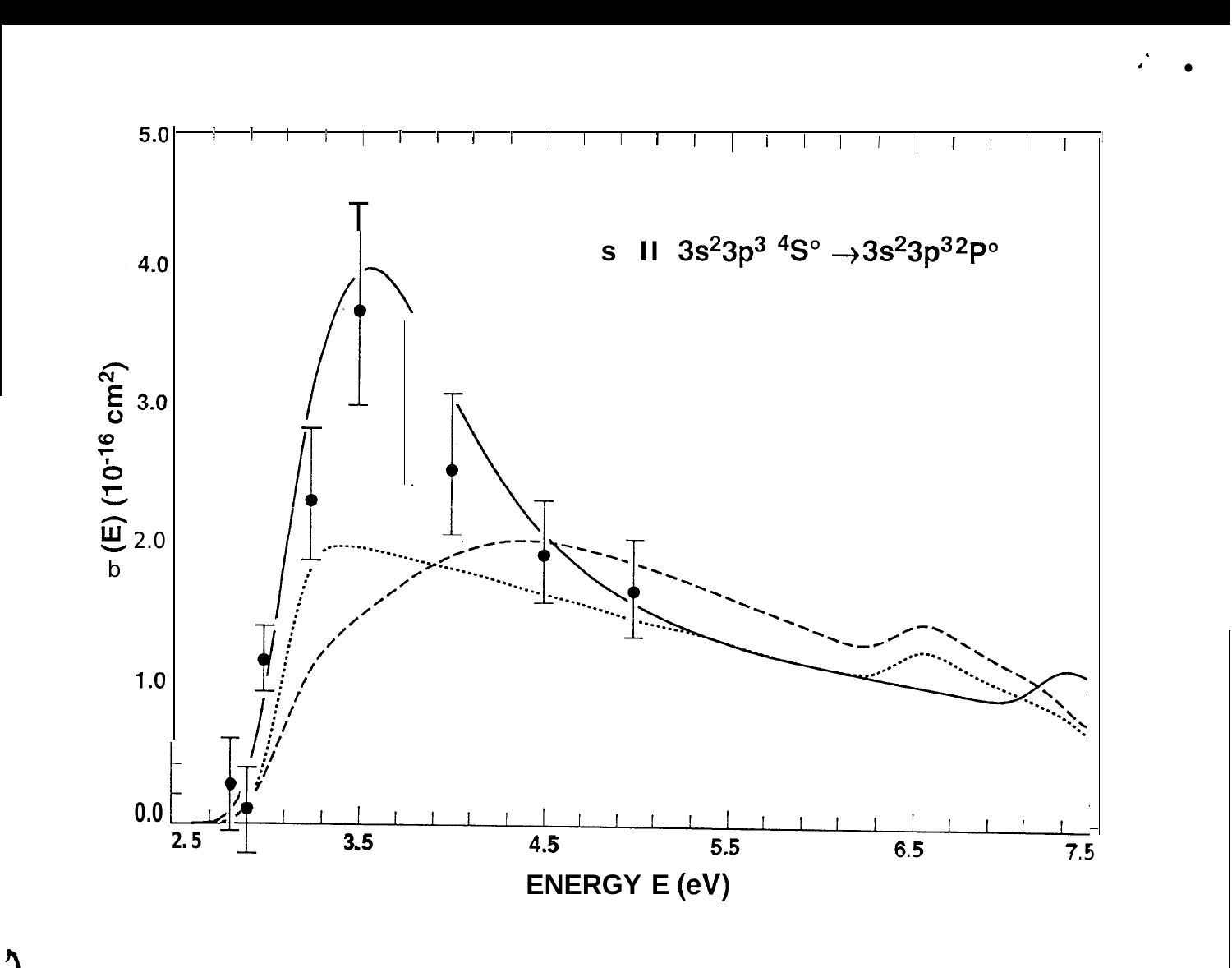S II $3s^2 3p^3\ {}^4S^o \rightarrow 3s^2 3p^3\ {}^2P^o$

$\sigma$ (E) ($10^{-16}$ cm$^2$)

ENERGY E (eV)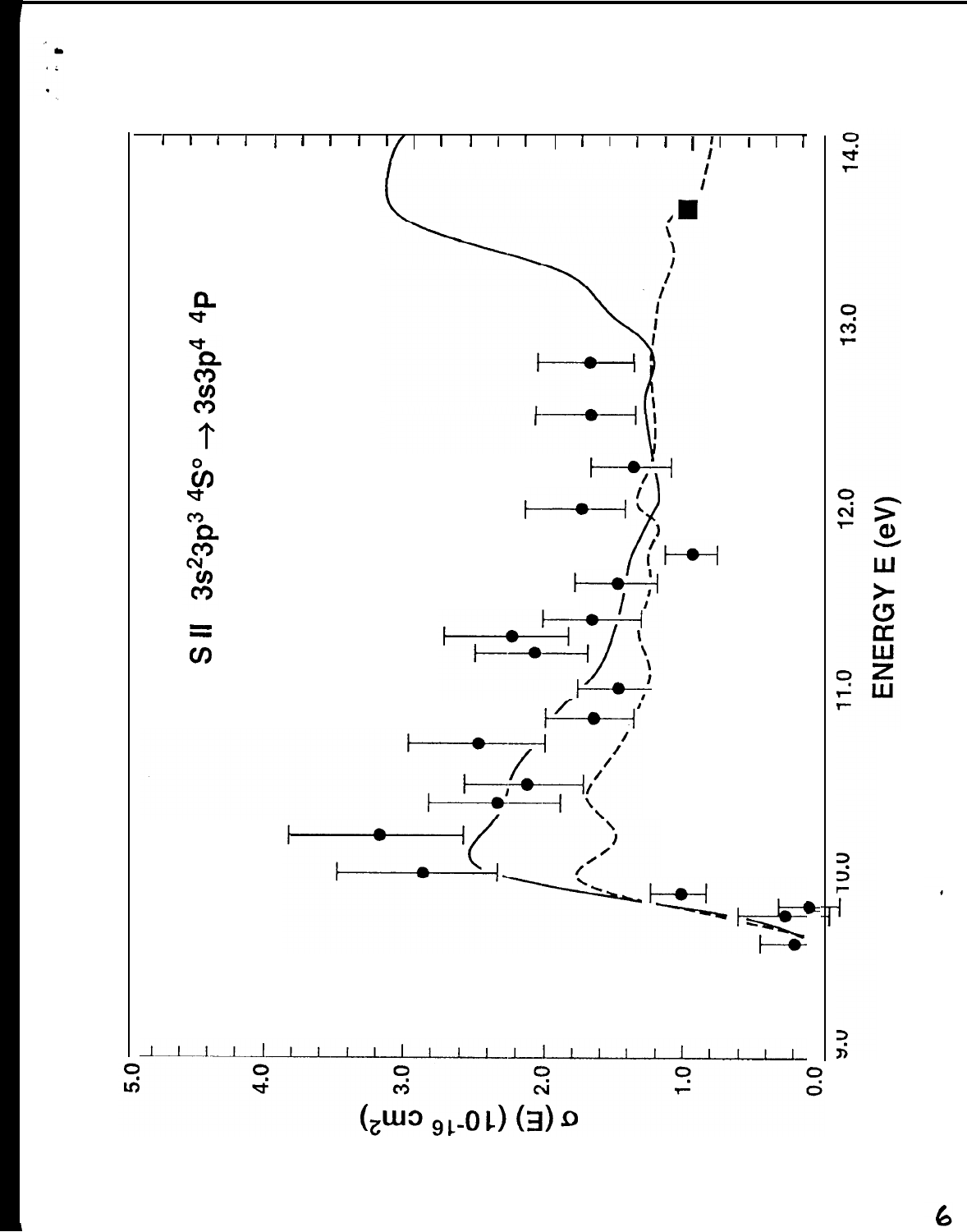S II $3s^23p^3\ ^4S^o \rightarrow 3s3p^4\ ^4P$

$\sigma$ (E) ($10^{-16}$ cm$^2$)

0.0
1.0
2.0
3.0
4.0
5.0

9.0
10.0
11.0
12.0
13.0
14.0

ENERGY E (eV)